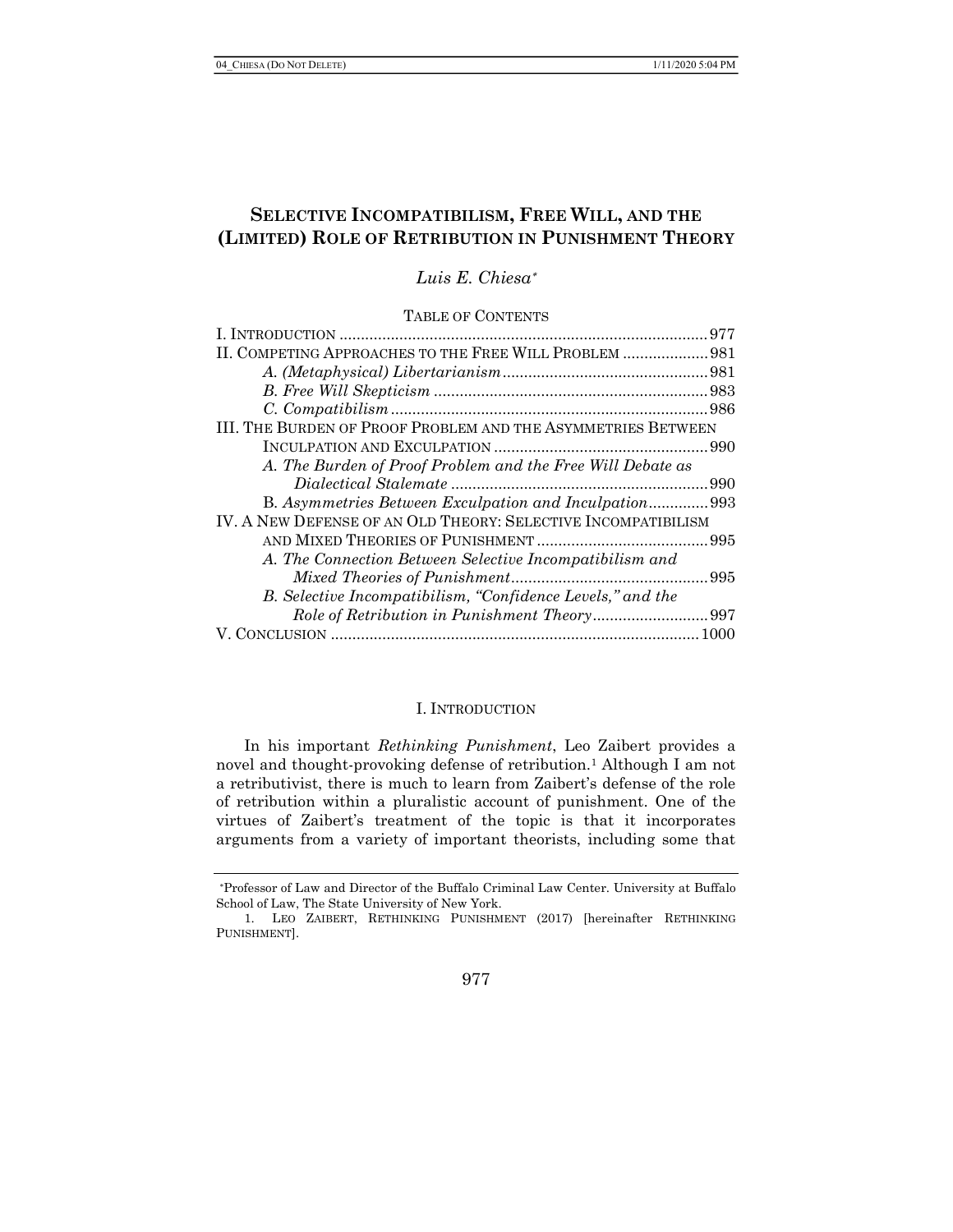# SELECTIVE INCOMPATIBILISM, FREE WILL, AND THE (LIMITED) ROLE OF RETRIBUTION IN PUNISHMENT THEORY

*Luis E. Chiesa*[*]

TABLE OF CONTENTS

I. INTRODUCTION ..................................................... 977
II. COMPETING APPROACHES TO THE FREE WILL PROBLEM .................... 981
  *A. (Metaphysical) Libertarianism* .................................. 981
  *B. Free Will Skepticism* ........................................... 983
  *C. Compatibilism* .................................................. 986
III. THE BURDEN OF PROOF PROBLEM AND THE ASYMMETRIES BETWEEN INCULPATION AND EXCULPATION ..................................... 990
  *A. The Burden of Proof Problem and the Free Will Debate as Dialectical Stalemate* ............................................ 990
  B. *Asymmetries Between Exculpation and Inculpation* ................ 993
IV. A NEW DEFENSE OF AN OLD THEORY: SELECTIVE INCOMPATIBILISM AND MIXED THEORIES OF PUNISHMENT ................................... 995
  *A. The Connection Between Selective Incompatibilism and Mixed Theories of Punishment* ........................................ 995
  *B. Selective Incompatibilism, "Confidence Levels," and the Role of Retribution in Punishment Theory* ........................... 997
V. CONCLUSION ....................................................... 1000

## I. INTRODUCTION

In his important *Rethinking Punishment*, Leo Zaibert provides a novel and thought-provoking defense of retribution.[1] Although I am not a retributivist, there is much to learn from Zaibert's defense of the role of retribution within a pluralistic account of punishment. One of the virtues of Zaibert's treatment of the topic is that it incorporates arguments from a variety of important theorists, including some that

---

[*] Professor of Law and Director of the Buffalo Criminal Law Center. University at Buffalo School of Law, The State University of New York.

1. LEO ZAIBERT, RETHINKING PUNISHMENT (2017) [hereinafter RETHINKING PUNISHMENT].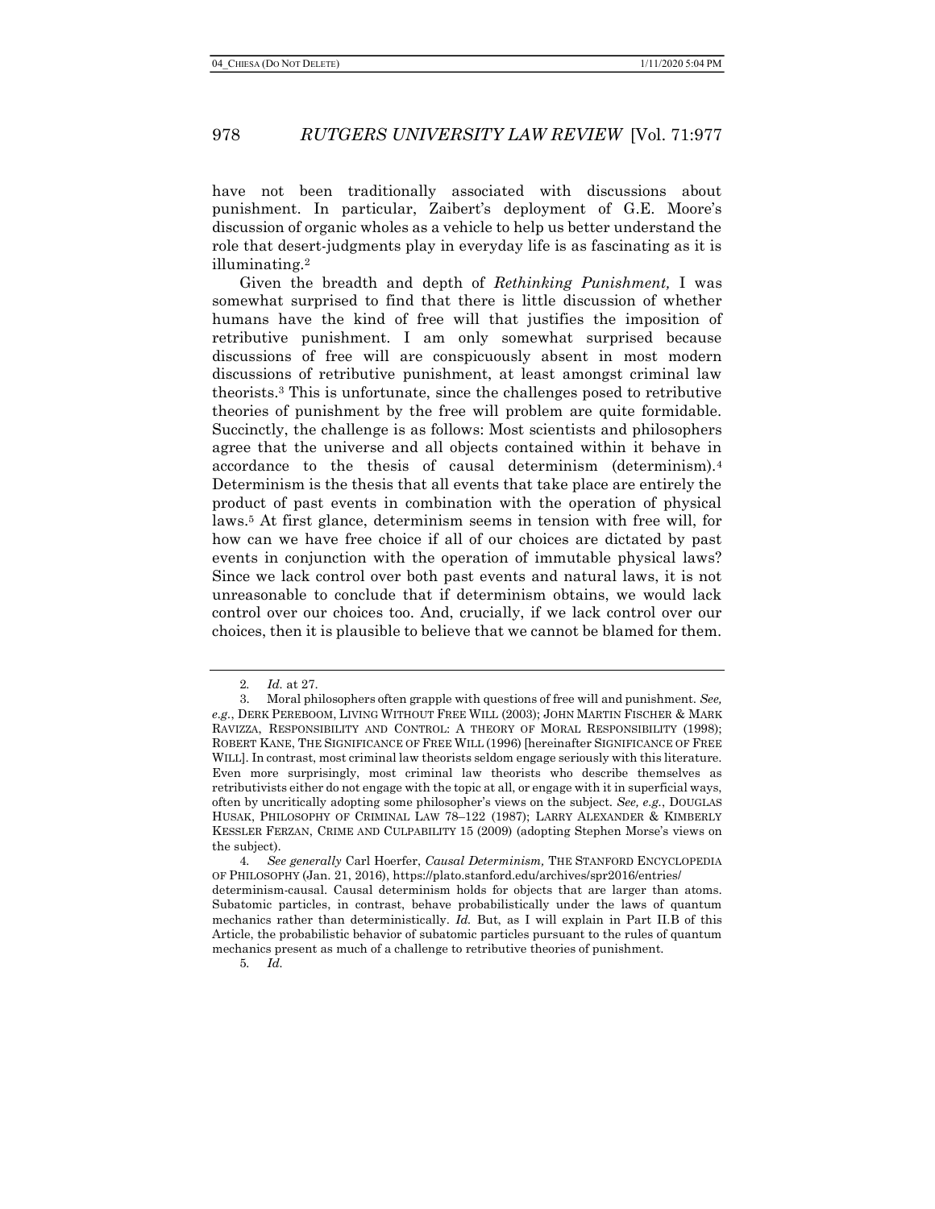have not been traditionally associated with discussions about punishment. In particular, Zaibert's deployment of G.E. Moore's discussion of organic wholes as a vehicle to help us better understand the role that desert-judgments play in everyday life is as fascinating as it is illuminating.[2]

Given the breadth and depth of *Rethinking Punishment,* I was somewhat surprised to find that there is little discussion of whether humans have the kind of free will that justifies the imposition of retributive punishment. I am only somewhat surprised because discussions of free will are conspicuously absent in most modern discussions of retributive punishment, at least amongst criminal law theorists.[3] This is unfortunate, since the challenges posed to retributive theories of punishment by the free will problem are quite formidable. Succinctly, the challenge is as follows: Most scientists and philosophers agree that the universe and all objects contained within it behave in accordance to the thesis of causal determinism (determinism).[4] Determinism is the thesis that all events that take place are entirely the product of past events in combination with the operation of physical laws.[5] At first glance, determinism seems in tension with free will, for how can we have free choice if all of our choices are dictated by past events in conjunction with the operation of immutable physical laws? Since we lack control over both past events and natural laws, it is not unreasonable to conclude that if determinism obtains, we would lack control over our choices too. And, crucially, if we lack control over our choices, then it is plausible to believe that we cannot be blamed for them.

---

2. *Id.* at 27.

3. Moral philosophers often grapple with questions of free will and punishment. *See, e.g.*, DERK PEREBOOM, LIVING WITHOUT FREE WILL (2003); JOHN MARTIN FISCHER & MARK RAVIZZA, RESPONSIBILITY AND CONTROL: A THEORY OF MORAL RESPONSIBILITY (1998); ROBERT KANE, THE SIGNIFICANCE OF FREE WILL (1996) [hereinafter SIGNIFICANCE OF FREE WILL]. In contrast, most criminal law theorists seldom engage seriously with this literature. Even more surprisingly, most criminal law theorists who describe themselves as retributivists either do not engage with the topic at all, or engage with it in superficial ways, often by uncritically adopting some philosopher's views on the subject. *See, e.g.*, DOUGLAS HUSAK, PHILOSOPHY OF CRIMINAL LAW 78–122 (1987); LARRY ALEXANDER & KIMBERLY KESSLER FERZAN, CRIME AND CULPABILITY 15 (2009) (adopting Stephen Morse's views on the subject).

4. *See generally* Carl Hoerfer, *Causal Determinism,* THE STANFORD ENCYCLOPEDIA OF PHILOSOPHY (Jan. 21, 2016), https://plato.stanford.edu/archives/spr2016/entries/determinism-causal. Causal determinism holds for objects that are larger than atoms. Subatomic particles, in contrast, behave probabilistically under the laws of quantum mechanics rather than deterministically. *Id.* But, as I will explain in Part II.B of this Article, the probabilistic behavior of subatomic particles pursuant to the rules of quantum mechanics present as much of a challenge to retributive theories of punishment.

5. *Id.*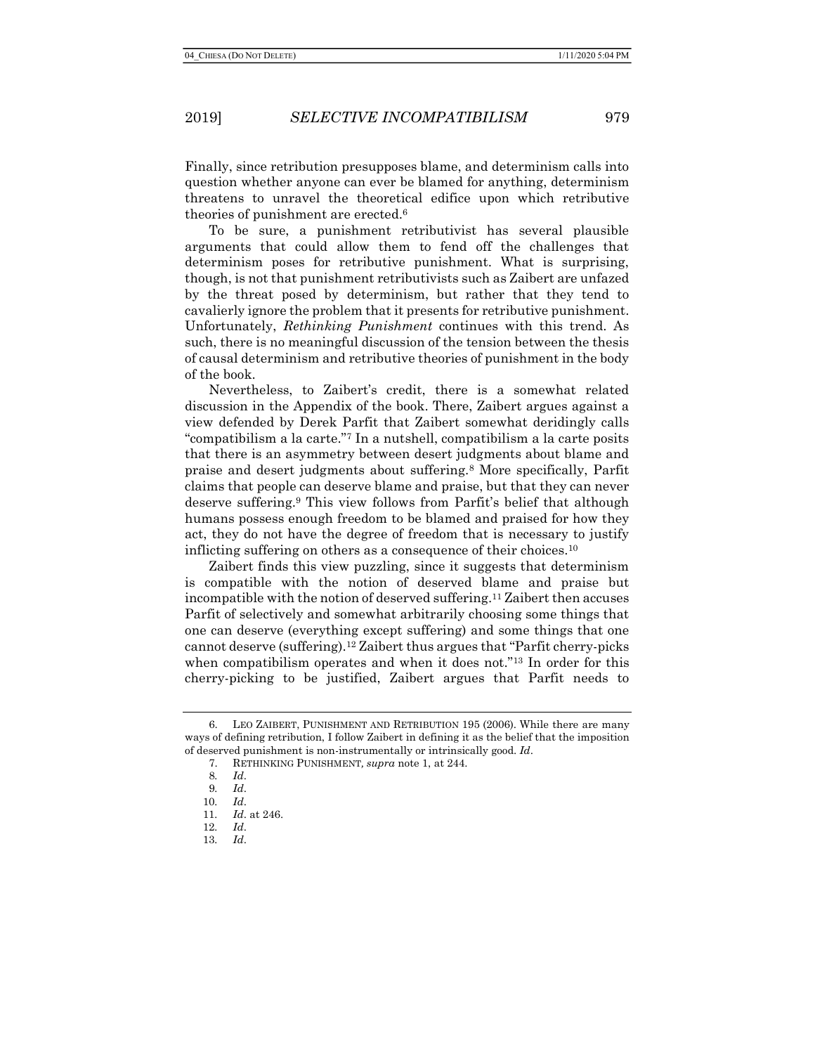Finally, since retribution presupposes blame, and determinism calls into question whether anyone can ever be blamed for anything, determinism threatens to unravel the theoretical edifice upon which retributive theories of punishment are erected.[6]

To be sure, a punishment retributivist has several plausible arguments that could allow them to fend off the challenges that determinism poses for retributive punishment. What is surprising, though, is not that punishment retributivists such as Zaibert are unfazed by the threat posed by determinism, but rather that they tend to cavalierly ignore the problem that it presents for retributive punishment. Unfortunately, *Rethinking Punishment* continues with this trend. As such, there is no meaningful discussion of the tension between the thesis of causal determinism and retributive theories of punishment in the body of the book.

Nevertheless, to Zaibert's credit, there is a somewhat related discussion in the Appendix of the book. There, Zaibert argues against a view defended by Derek Parfit that Zaibert somewhat deridingly calls "compatibilism a la carte."[7] In a nutshell, compatibilism a la carte posits that there is an asymmetry between desert judgments about blame and praise and desert judgments about suffering.[8] More specifically, Parfit claims that people can deserve blame and praise, but that they can never deserve suffering.[9] This view follows from Parfit's belief that although humans possess enough freedom to be blamed and praised for how they act, they do not have the degree of freedom that is necessary to justify inflicting suffering on others as a consequence of their choices.[10]

Zaibert finds this view puzzling, since it suggests that determinism is compatible with the notion of deserved blame and praise but incompatible with the notion of deserved suffering.[11] Zaibert then accuses Parfit of selectively and somewhat arbitrarily choosing some things that one can deserve (everything except suffering) and some things that one cannot deserve (suffering).[12] Zaibert thus argues that "Parfit cherry-picks when compatibilism operates and when it does not."[13] In order for this cherry-picking to be justified, Zaibert argues that Parfit needs to

6. LEO ZAIBERT, PUNISHMENT AND RETRIBUTION 195 (2006). While there are many ways of defining retribution, I follow Zaibert in defining it as the belief that the imposition of deserved punishment is non-instrumentally or intrinsically good. *Id*.

7. RETHINKING PUNISHMENT, *supra* note 1, at 244.

8. *Id*.

9. *Id*.

10. *Id*.

11. *Id*. at 246.

12. *Id*.

13. *Id*.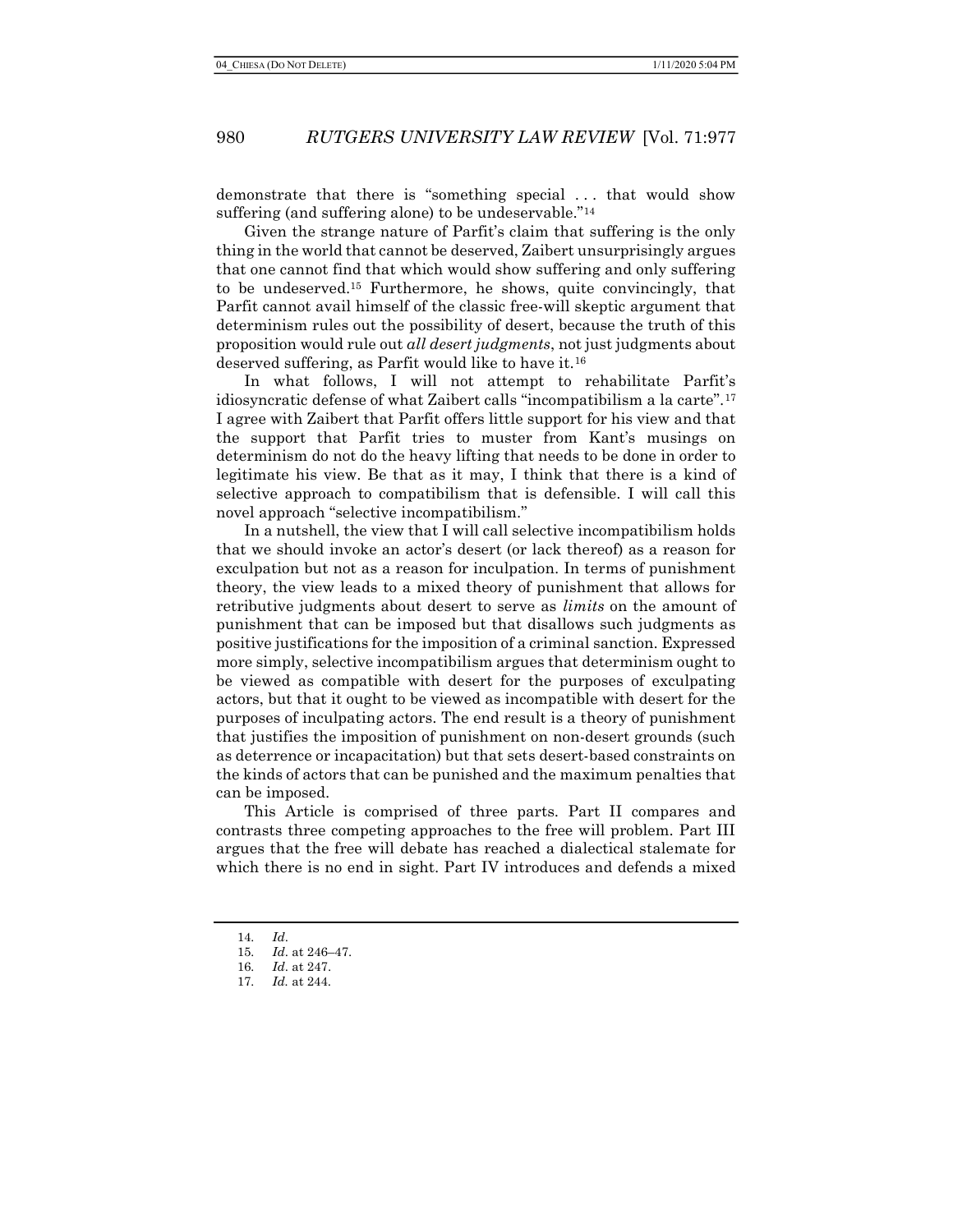demonstrate that there is "something special . . . that would show suffering (and suffering alone) to be undeservable."[14]

Given the strange nature of Parfit's claim that suffering is the only thing in the world that cannot be deserved, Zaibert unsurprisingly argues that one cannot find that which would show suffering and only suffering to be undeserved.[15] Furthermore, he shows, quite convincingly, that Parfit cannot avail himself of the classic free-will skeptic argument that determinism rules out the possibility of desert, because the truth of this proposition would rule out *all desert judgments*, not just judgments about deserved suffering, as Parfit would like to have it.[16]

In what follows, I will not attempt to rehabilitate Parfit's idiosyncratic defense of what Zaibert calls "incompatibilism a la carte".[17] I agree with Zaibert that Parfit offers little support for his view and that the support that Parfit tries to muster from Kant's musings on determinism do not do the heavy lifting that needs to be done in order to legitimate his view. Be that as it may, I think that there is a kind of selective approach to compatibilism that is defensible. I will call this novel approach "selective incompatibilism."

In a nutshell, the view that I will call selective incompatibilism holds that we should invoke an actor's desert (or lack thereof) as a reason for exculpation but not as a reason for inculpation. In terms of punishment theory, the view leads to a mixed theory of punishment that allows for retributive judgments about desert to serve as *limits* on the amount of punishment that can be imposed but that disallows such judgments as positive justifications for the imposition of a criminal sanction. Expressed more simply, selective incompatibilism argues that determinism ought to be viewed as compatible with desert for the purposes of exculpating actors, but that it ought to be viewed as incompatible with desert for the purposes of inculpating actors. The end result is a theory of punishment that justifies the imposition of punishment on non-desert grounds (such as deterrence or incapacitation) but that sets desert-based constraints on the kinds of actors that can be punished and the maximum penalties that can be imposed.

This Article is comprised of three parts. Part II compares and contrasts three competing approaches to the free will problem. Part III argues that the free will debate has reached a dialectical stalemate for which there is no end in sight. Part IV introduces and defends a mixed

---

14. *Id*.
15. *Id*. at 246–47.
16. *Id*. at 247.
17. *Id*. at 244.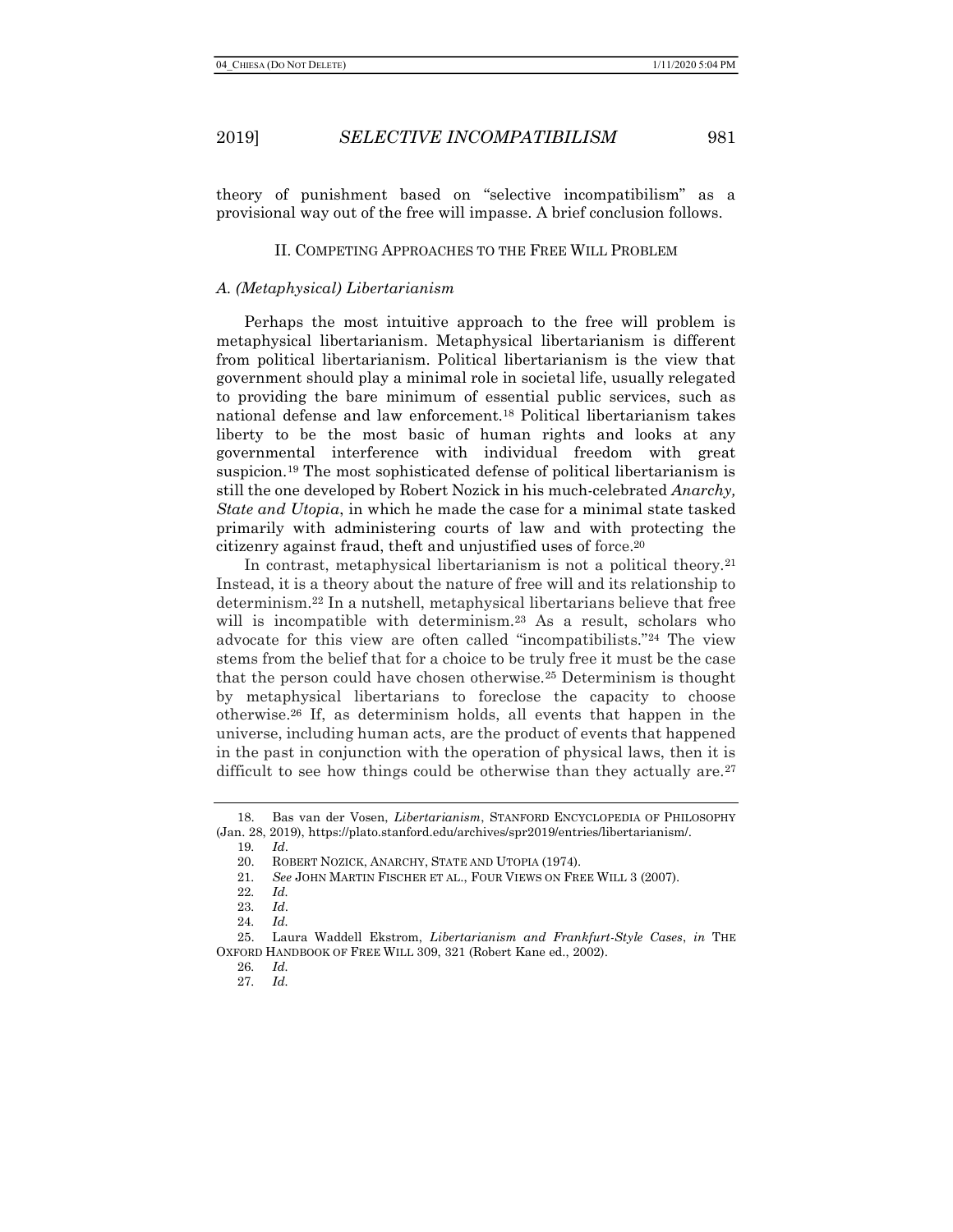theory of punishment based on "selective incompatibilism" as a provisional way out of the free will impasse. A brief conclusion follows.

## II. Competing Approaches to the Free Will Problem

### *A. (Metaphysical) Libertarianism*

Perhaps the most intuitive approach to the free will problem is metaphysical libertarianism. Metaphysical libertarianism is different from political libertarianism. Political libertarianism is the view that government should play a minimal role in societal life, usually relegated to providing the bare minimum of essential public services, such as national defense and law enforcement.[18] Political libertarianism takes liberty to be the most basic of human rights and looks at any governmental interference with individual freedom with great suspicion.[19] The most sophisticated defense of political libertarianism is still the one developed by Robert Nozick in his much-celebrated *Anarchy, State and Utopia*, in which he made the case for a minimal state tasked primarily with administering courts of law and with protecting the citizenry against fraud, theft and unjustified uses of force.[20]

In contrast, metaphysical libertarianism is not a political theory.[21] Instead, it is a theory about the nature of free will and its relationship to determinism.[22] In a nutshell, metaphysical libertarians believe that free will is incompatible with determinism.[23] As a result, scholars who advocate for this view are often called "incompatibilists."[24] The view stems from the belief that for a choice to be truly free it must be the case that the person could have chosen otherwise.[25] Determinism is thought by metaphysical libertarians to foreclose the capacity to choose otherwise.[26] If, as determinism holds, all events that happen in the universe, including human acts, are the product of events that happened in the past in conjunction with the operation of physical laws, then it is difficult to see how things could be otherwise than they actually are.[27]

---

18. Bas van der Vosen, *Libertarianism*, STANFORD ENCYCLOPEDIA OF PHILOSOPHY (Jan. 28, 2019), https://plato.stanford.edu/archives/spr2019/entries/libertarianism/.

19. *Id*.

20. ROBERT NOZICK, ANARCHY, STATE AND UTOPIA (1974).

21. *See* JOHN MARTIN FISCHER ET AL., FOUR VIEWS ON FREE WILL 3 (2007).

22. *Id.*

23. *Id*.

24. *Id.*

25. Laura Waddell Ekstrom, *Libertarianism and Frankfurt-Style Cases*, *in* THE OXFORD HANDBOOK OF FREE WILL 309, 321 (Robert Kane ed., 2002).

26. *Id.*

27. *Id.*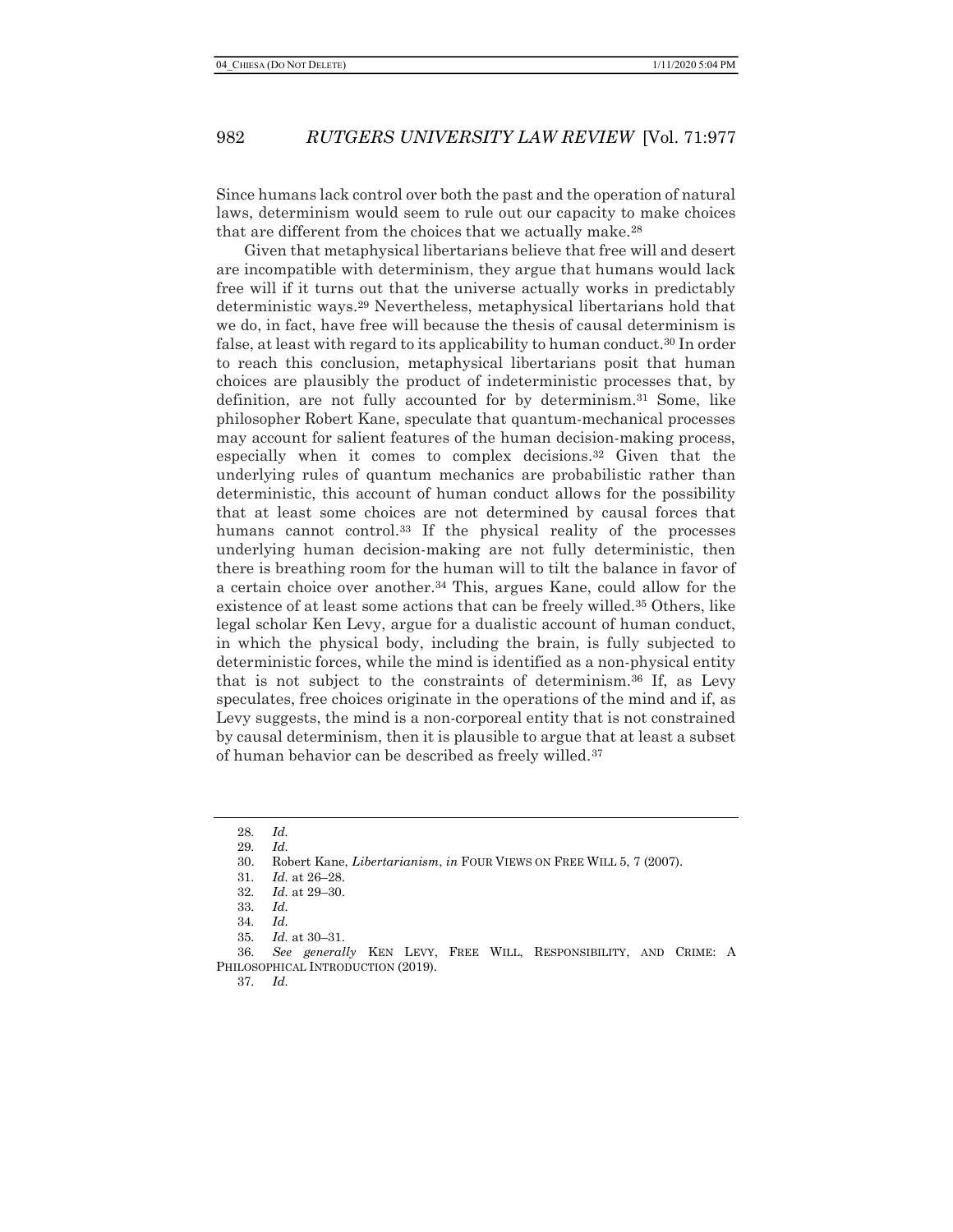Since humans lack control over both the past and the operation of natural laws, determinism would seem to rule out our capacity to make choices that are different from the choices that we actually make.[28]

Given that metaphysical libertarians believe that free will and desert are incompatible with determinism, they argue that humans would lack free will if it turns out that the universe actually works in predictably deterministic ways.[29] Nevertheless, metaphysical libertarians hold that we do, in fact, have free will because the thesis of causal determinism is false, at least with regard to its applicability to human conduct.[30] In order to reach this conclusion, metaphysical libertarians posit that human choices are plausibly the product of indeterministic processes that, by definition, are not fully accounted for by determinism.[31] Some, like philosopher Robert Kane, speculate that quantum-mechanical processes may account for salient features of the human decision-making process, especially when it comes to complex decisions.[32] Given that the underlying rules of quantum mechanics are probabilistic rather than deterministic, this account of human conduct allows for the possibility that at least some choices are not determined by causal forces that humans cannot control.[33] If the physical reality of the processes underlying human decision-making are not fully deterministic, then there is breathing room for the human will to tilt the balance in favor of a certain choice over another.[34] This, argues Kane, could allow for the existence of at least some actions that can be freely willed.[35] Others, like legal scholar Ken Levy, argue for a dualistic account of human conduct, in which the physical body, including the brain, is fully subjected to deterministic forces, while the mind is identified as a non-physical entity that is not subject to the constraints of determinism.[36] If, as Levy speculates, free choices originate in the operations of the mind and if, as Levy suggests, the mind is a non-corporeal entity that is not constrained by causal determinism, then it is plausible to argue that at least a subset of human behavior can be described as freely willed.[37]

---

28. *Id.*
29. *Id.*
30. Robert Kane, *Libertarianism*, *in* FOUR VIEWS ON FREE WILL 5, 7 (2007).
31. *Id.* at 26–28.
32. *Id.* at 29–30.
33. *Id.*
34. *Id.*
35. *Id.* at 30–31.
36. *See generally* KEN LEVY, FREE WILL, RESPONSIBILITY, AND CRIME: A PHILOSOPHICAL INTRODUCTION (2019).
37. *Id.*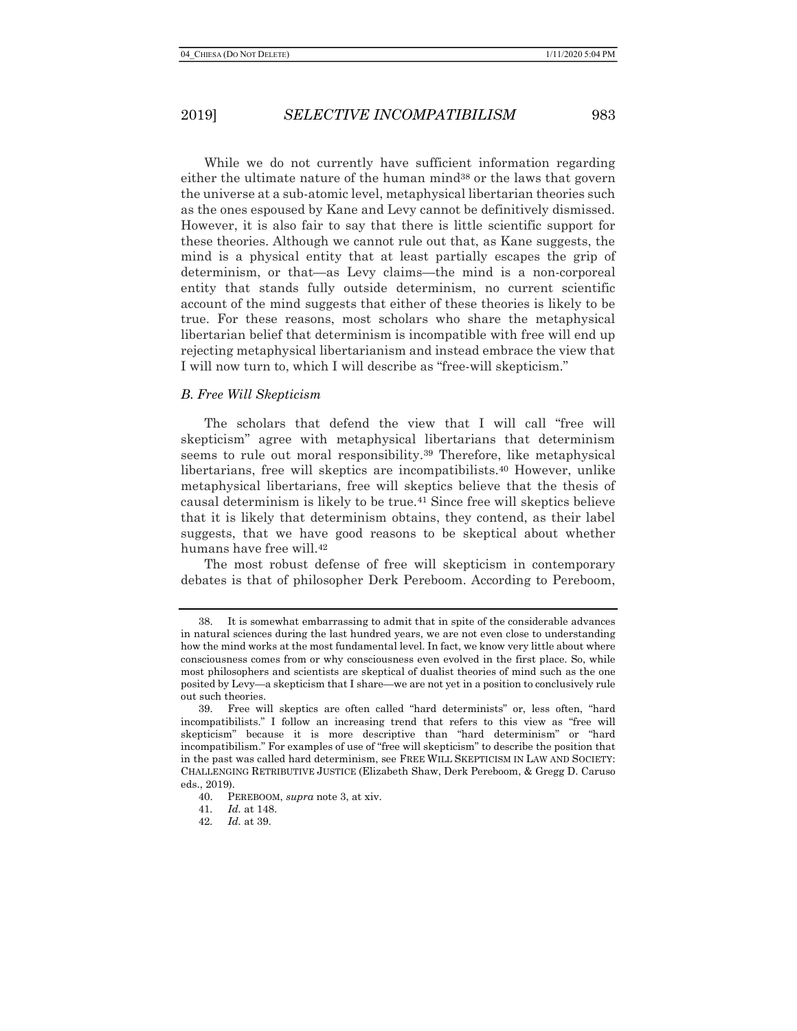While we do not currently have sufficient information regarding either the ultimate nature of the human mind[38] or the laws that govern the universe at a sub-atomic level, metaphysical libertarian theories such as the ones espoused by Kane and Levy cannot be definitively dismissed. However, it is also fair to say that there is little scientific support for these theories. Although we cannot rule out that, as Kane suggests, the mind is a physical entity that at least partially escapes the grip of determinism, or that—as Levy claims—the mind is a non-corporeal entity that stands fully outside determinism, no current scientific account of the mind suggests that either of these theories is likely to be true. For these reasons, most scholars who share the metaphysical libertarian belief that determinism is incompatible with free will end up rejecting metaphysical libertarianism and instead embrace the view that I will now turn to, which I will describe as "free-will skepticism."

### *B. Free Will Skepticism*

The scholars that defend the view that I will call "free will skepticism" agree with metaphysical libertarians that determinism seems to rule out moral responsibility.[39] Therefore, like metaphysical libertarians, free will skeptics are incompatibilists.[40] However, unlike metaphysical libertarians, free will skeptics believe that the thesis of causal determinism is likely to be true.[41] Since free will skeptics believe that it is likely that determinism obtains, they contend, as their label suggests, that we have good reasons to be skeptical about whether humans have free will.[42]

The most robust defense of free will skepticism in contemporary debates is that of philosopher Derk Pereboom. According to Pereboom,

---

38. It is somewhat embarrassing to admit that in spite of the considerable advances in natural sciences during the last hundred years, we are not even close to understanding how the mind works at the most fundamental level. In fact, we know very little about where consciousness comes from or why consciousness even evolved in the first place. So, while most philosophers and scientists are skeptical of dualist theories of mind such as the one posited by Levy—a skepticism that I share—we are not yet in a position to conclusively rule out such theories.

39. Free will skeptics are often called "hard determinists" or, less often, "hard incompatibilists." I follow an increasing trend that refers to this view as "free will skepticism" because it is more descriptive than "hard determinism" or "hard incompatibilism." For examples of use of "free will skepticism" to describe the position that in the past was called hard determinism, see FREE WILL SKEPTICISM IN LAW AND SOCIETY: CHALLENGING RETRIBUTIVE JUSTICE (Elizabeth Shaw, Derk Pereboom, & Gregg D. Caruso eds., 2019).

40. PEREBOOM, *supra* note 3, at xiv.

41. *Id.* at 148.

42. *Id.* at 39.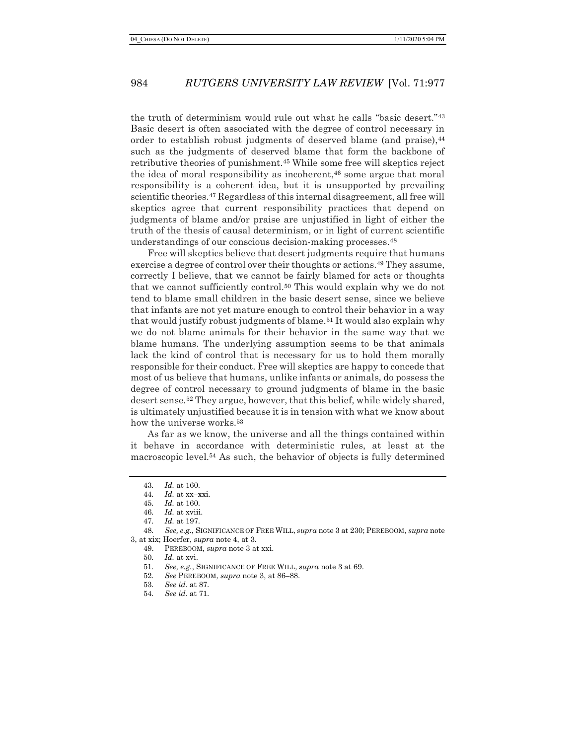the truth of determinism would rule out what he calls "basic desert."[43] Basic desert is often associated with the degree of control necessary in order to establish robust judgments of deserved blame (and praise),[44] such as the judgments of deserved blame that form the backbone of retributive theories of punishment.[45] While some free will skeptics reject the idea of moral responsibility as incoherent,[46] some argue that moral responsibility is a coherent idea, but it is unsupported by prevailing scientific theories.[47] Regardless of this internal disagreement, all free will skeptics agree that current responsibility practices that depend on judgments of blame and/or praise are unjustified in light of either the truth of the thesis of causal determinism, or in light of current scientific understandings of our conscious decision-making processes.[48]

Free will skeptics believe that desert judgments require that humans exercise a degree of control over their thoughts or actions.[49] They assume, correctly I believe, that we cannot be fairly blamed for acts or thoughts that we cannot sufficiently control.[50] This would explain why we do not tend to blame small children in the basic desert sense, since we believe that infants are not yet mature enough to control their behavior in a way that would justify robust judgments of blame.[51] It would also explain why we do not blame animals for their behavior in the same way that we blame humans. The underlying assumption seems to be that animals lack the kind of control that is necessary for us to hold them morally responsible for their conduct. Free will skeptics are happy to concede that most of us believe that humans, unlike infants or animals, do possess the degree of control necessary to ground judgments of blame in the basic desert sense.[52] They argue, however, that this belief, while widely shared, is ultimately unjustified because it is in tension with what we know about how the universe works.[53]

As far as we know, the universe and all the things contained within it behave in accordance with deterministic rules, at least at the macroscopic level.[54] As such, the behavior of objects is fully determined

---

43. *Id.* at 160.
44. *Id.* at xx–xxi.
45. *Id.* at 160.
46. *Id.* at xviii.
47. *Id.* at 197.
48. *See, e.g.*, SIGNIFICANCE OF FREE WILL, *supra* note 3 at 230; PEREBOOM, *supra* note 3, at xix; Hoerfer, *supra* note 4, at 3.
49. PEREBOOM, *supra* note 3 at xxi.
50. *Id.* at xvi.
51. *See, e.g.*, SIGNIFICANCE OF FREE WILL, *supra* note 3 at 69.
52. *See* PEREBOOM, *supra* note 3, at 86–88.
53. *See id.* at 87.
54. *See id.* at 71.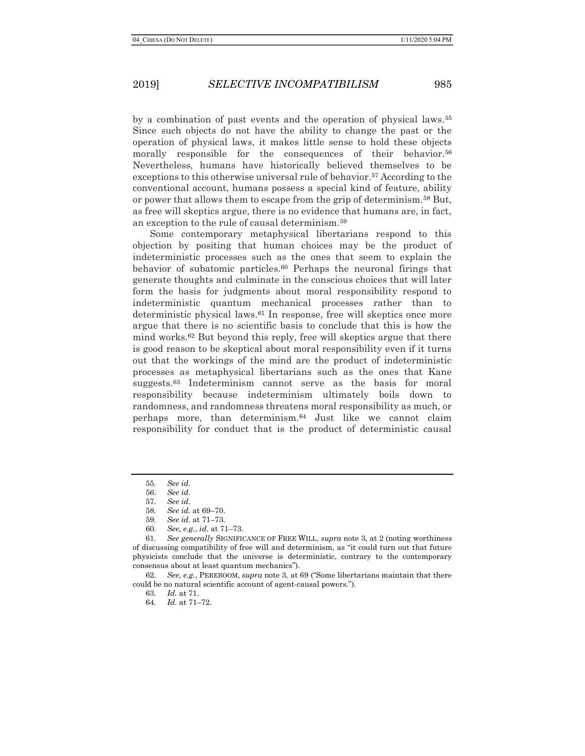by a combination of past events and the operation of physical laws.[55] Since such objects do not have the ability to change the past or the operation of physical laws, it makes little sense to hold these objects morally responsible for the consequences of their behavior.[56] Nevertheless, humans have historically believed themselves to be exceptions to this otherwise universal rule of behavior.[57] According to the conventional account, humans possess a special kind of feature, ability or power that allows them to escape from the grip of determinism.[58] But, as free will skeptics argue, there is no evidence that humans are, in fact, an exception to the rule of causal determinism.[59]

Some contemporary metaphysical libertarians respond to this objection by positing that human choices may be the product of indeterministic processes such as the ones that seem to explain the behavior of subatomic particles.[60] Perhaps the neuronal firings that generate thoughts and culminate in the conscious choices that will later form the basis for judgments about moral responsibility respond to indeterministic quantum mechanical processes rather than to deterministic physical laws.[61] In response, free will skeptics once more argue that there is no scientific basis to conclude that this is how the mind works.[62] But beyond this reply, free will skeptics argue that there is good reason to be skeptical about moral responsibility even if it turns out that the workings of the mind are the product of indeterministic processes as metaphysical libertarians such as the ones that Kane suggests.[63] Indeterminism cannot serve as the basis for moral responsibility because indeterminism ultimately boils down to randomness, and randomness threatens moral responsibility as much, or perhaps more, than determinism.[64] Just like we cannot claim responsibility for conduct that is the product of deterministic causal

---

55. *See id.*

56. *See id.*

57. *See id.*

58. *See id.* at 69–70.

59. *See id.* at 71–73.

60. *See, e.g.*, *id.* at 71–73.

61. *See generally* SIGNIFICANCE OF FREE WILL, *supra* note 3, at 2 (noting worthiness of discussing compatibility of free will and determinism, as "it could turn out that future physicists conclude that the universe is deterministic, contrary to the contemporary consensus about at least quantum mechanics").

62. *See, e.g.*, PEREBOOM, *supra* note 3, at 69 ("Some libertarians maintain that there could be no natural scientific account of agent-causal powers.").

63. *Id.* at 71.

64. *Id.* at 71–72.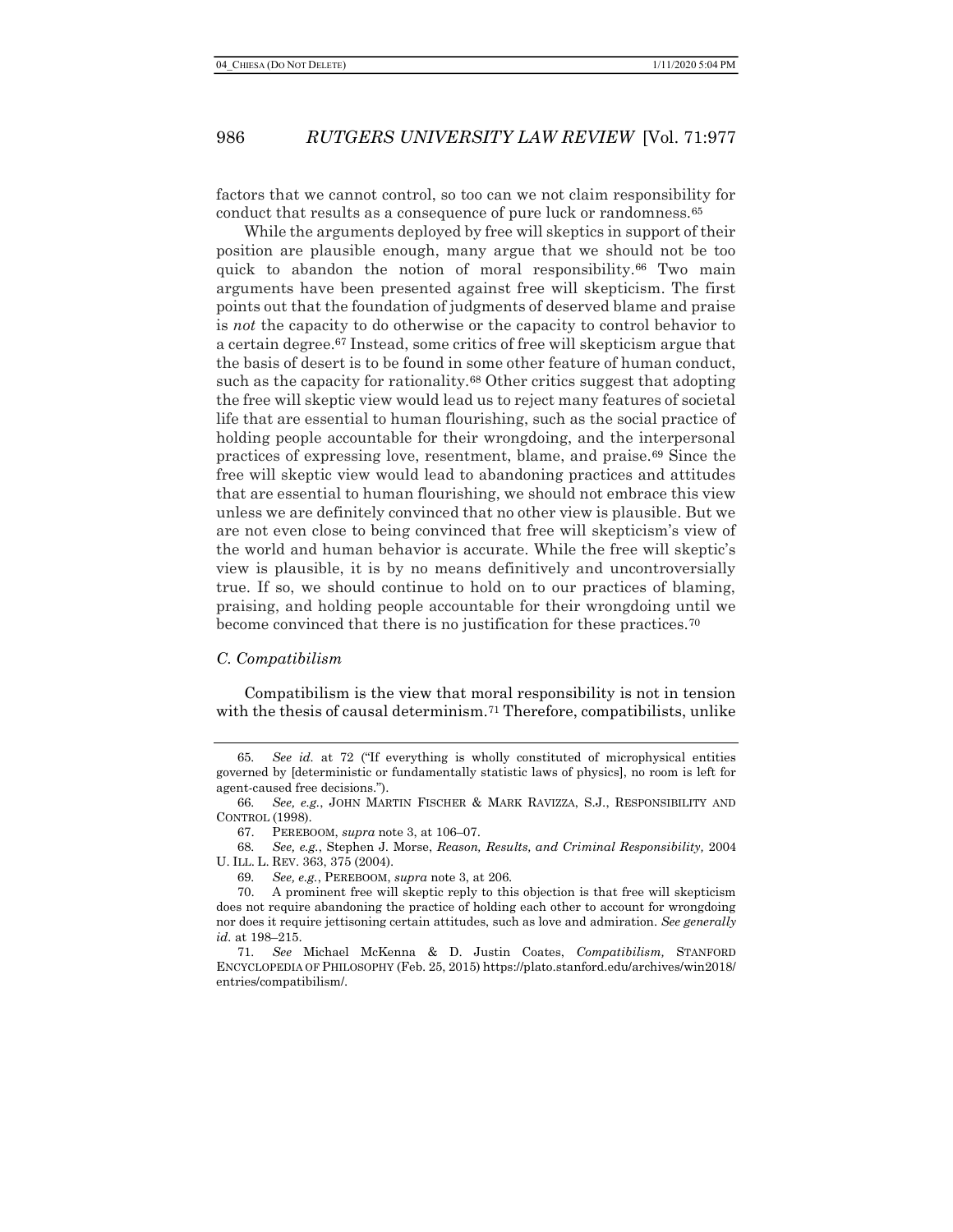factors that we cannot control, so too can we not claim responsibility for conduct that results as a consequence of pure luck or randomness.[65]

While the arguments deployed by free will skeptics in support of their position are plausible enough, many argue that we should not be too quick to abandon the notion of moral responsibility.[66] Two main arguments have been presented against free will skepticism. The first points out that the foundation of judgments of deserved blame and praise is *not* the capacity to do otherwise or the capacity to control behavior to a certain degree.[67] Instead, some critics of free will skepticism argue that the basis of desert is to be found in some other feature of human conduct, such as the capacity for rationality.[68] Other critics suggest that adopting the free will skeptic view would lead us to reject many features of societal life that are essential to human flourishing, such as the social practice of holding people accountable for their wrongdoing, and the interpersonal practices of expressing love, resentment, blame, and praise.[69] Since the free will skeptic view would lead to abandoning practices and attitudes that are essential to human flourishing, we should not embrace this view unless we are definitely convinced that no other view is plausible. But we are not even close to being convinced that free will skepticism's view of the world and human behavior is accurate. While the free will skeptic's view is plausible, it is by no means definitively and uncontroversially true. If so, we should continue to hold on to our practices of blaming, praising, and holding people accountable for their wrongdoing until we become convinced that there is no justification for these practices.[70]

### *C. Compatibilism*

Compatibilism is the view that moral responsibility is not in tension with the thesis of causal determinism.[71] Therefore, compatibilists, unlike

---

65. *See id.* at 72 ("If everything is wholly constituted of microphysical entities governed by [deterministic or fundamentally statistic laws of physics], no room is left for agent-caused free decisions.").

66. *See, e.g.*, JOHN MARTIN FISCHER & MARK RAVIZZA, S.J., RESPONSIBILITY AND CONTROL (1998).

67. PEREBOOM, *supra* note 3, at 106–07.

68. *See, e.g.*, Stephen J. Morse, *Reason, Results, and Criminal Responsibility,* 2004 U. ILL. L. REV. 363, 375 (2004).

69. *See, e.g.*, PEREBOOM, *supra* note 3, at 206.

70. A prominent free will skeptic reply to this objection is that free will skepticism does not require abandoning the practice of holding each other to account for wrongdoing nor does it require jettisoning certain attitudes, such as love and admiration. *See generally id.* at 198–215.

71. *See* Michael McKenna & D. Justin Coates, *Compatibilism,* STANFORD ENCYCLOPEDIA OF PHILOSOPHY (Feb. 25, 2015) https://plato.stanford.edu/archives/win2018/entries/compatibilism/.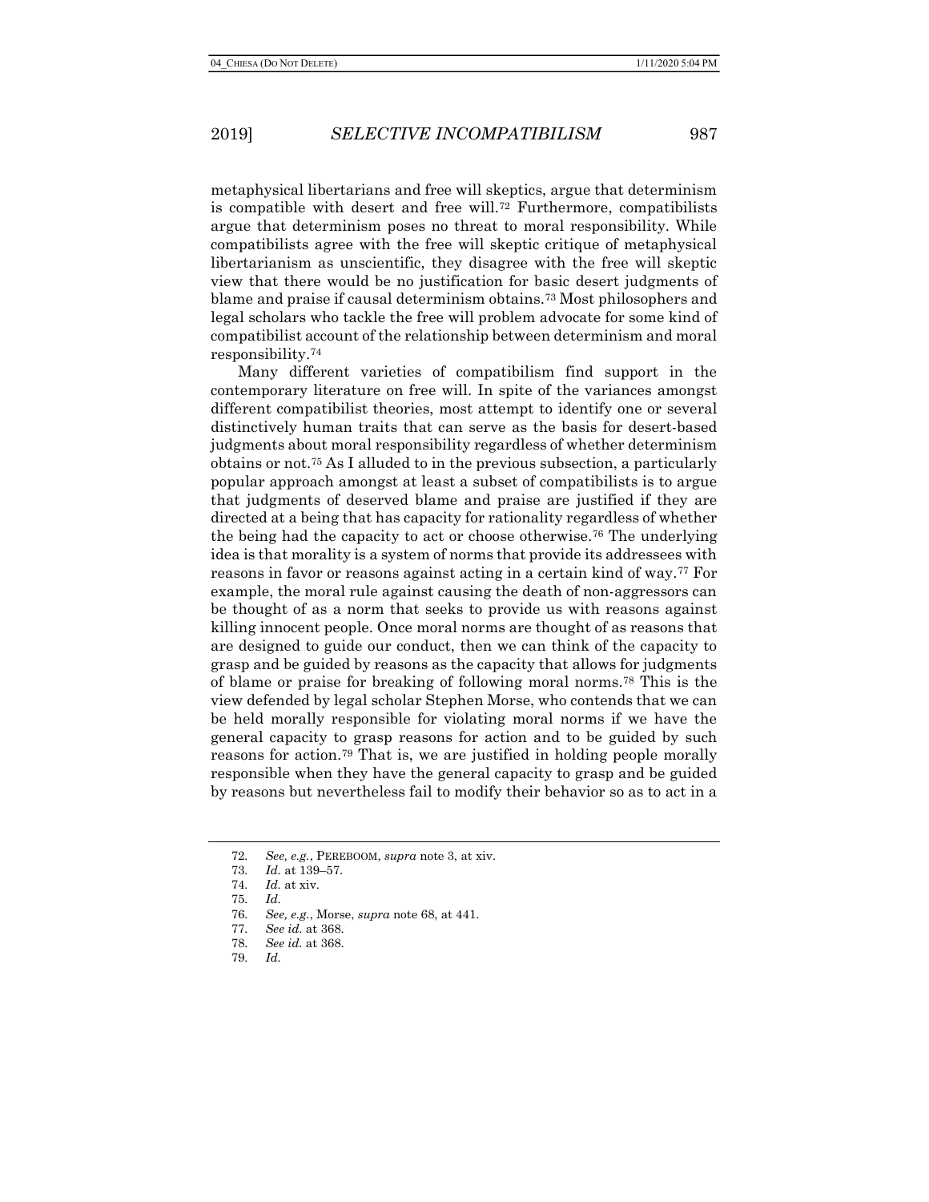metaphysical libertarians and free will skeptics, argue that determinism is compatible with desert and free will.[72] Furthermore, compatibilists argue that determinism poses no threat to moral responsibility. While compatibilists agree with the free will skeptic critique of metaphysical libertarianism as unscientific, they disagree with the free will skeptic view that there would be no justification for basic desert judgments of blame and praise if causal determinism obtains.[73] Most philosophers and legal scholars who tackle the free will problem advocate for some kind of compatibilist account of the relationship between determinism and moral responsibility.[74]

Many different varieties of compatibilism find support in the contemporary literature on free will. In spite of the variances amongst different compatibilist theories, most attempt to identify one or several distinctively human traits that can serve as the basis for desert-based judgments about moral responsibility regardless of whether determinism obtains or not.[75] As I alluded to in the previous subsection, a particularly popular approach amongst at least a subset of compatibilists is to argue that judgments of deserved blame and praise are justified if they are directed at a being that has capacity for rationality regardless of whether the being had the capacity to act or choose otherwise.[76] The underlying idea is that morality is a system of norms that provide its addressees with reasons in favor or reasons against acting in a certain kind of way.[77] For example, the moral rule against causing the death of non-aggressors can be thought of as a norm that seeks to provide us with reasons against killing innocent people. Once moral norms are thought of as reasons that are designed to guide our conduct, then we can think of the capacity to grasp and be guided by reasons as the capacity that allows for judgments of blame or praise for breaking of following moral norms.[78] This is the view defended by legal scholar Stephen Morse, who contends that we can be held morally responsible for violating moral norms if we have the general capacity to grasp reasons for action and to be guided by such reasons for action.[79] That is, we are justified in holding people morally responsible when they have the general capacity to grasp and be guided by reasons but nevertheless fail to modify their behavior so as to act in a

---

72. *See, e.g.*, PEREBOOM, *supra* note 3, at xiv.
73. *Id.* at 139–57.
74. *Id.* at xiv.
75. *Id.*
76. *See, e.g.*, Morse, *supra* note 68, at 441.
77. *See id.* at 368.
78. *See id.* at 368.
79. *Id.*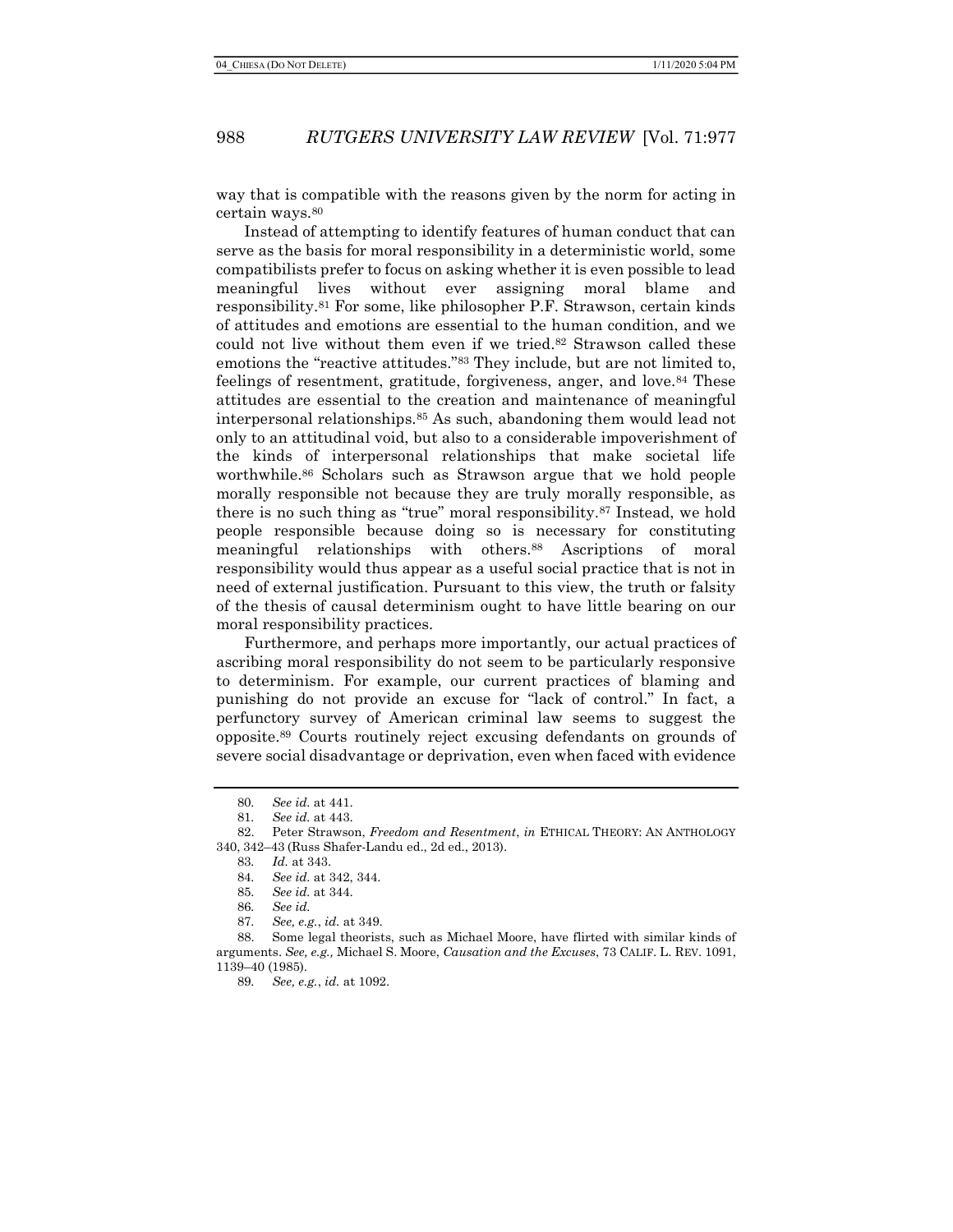way that is compatible with the reasons given by the norm for acting in certain ways.[80]

Instead of attempting to identify features of human conduct that can serve as the basis for moral responsibility in a deterministic world, some compatibilists prefer to focus on asking whether it is even possible to lead meaningful lives without ever assigning moral blame and responsibility.[81] For some, like philosopher P.F. Strawson, certain kinds of attitudes and emotions are essential to the human condition, and we could not live without them even if we tried.[82] Strawson called these emotions the "reactive attitudes."[83] They include, but are not limited to, feelings of resentment, gratitude, forgiveness, anger, and love.[84] These attitudes are essential to the creation and maintenance of meaningful interpersonal relationships.[85] As such, abandoning them would lead not only to an attitudinal void, but also to a considerable impoverishment of the kinds of interpersonal relationships that make societal life worthwhile.[86] Scholars such as Strawson argue that we hold people morally responsible not because they are truly morally responsible, as there is no such thing as "true" moral responsibility.[87] Instead, we hold people responsible because doing so is necessary for constituting meaningful relationships with others.[88] Ascriptions of moral responsibility would thus appear as a useful social practice that is not in need of external justification. Pursuant to this view, the truth or falsity of the thesis of causal determinism ought to have little bearing on our moral responsibility practices.

Furthermore, and perhaps more importantly, our actual practices of ascribing moral responsibility do not seem to be particularly responsive to determinism. For example, our current practices of blaming and punishing do not provide an excuse for "lack of control." In fact, a perfunctory survey of American criminal law seems to suggest the opposite.[89] Courts routinely reject excusing defendants on grounds of severe social disadvantage or deprivation, even when faced with evidence

---

80. *See id.* at 441.

81. *See id.* at 443.

82. Peter Strawson, *Freedom and Resentment*, *in* ETHICAL THEORY: AN ANTHOLOGY 340, 342–43 (Russ Shafer-Landu ed., 2d ed., 2013).

83. *Id.* at 343.

84. *See id.* at 342, 344.

85. *See id.* at 344.

86. *See id.*

87. *See, e.g.*, *id.* at 349.

88. Some legal theorists, such as Michael Moore, have flirted with similar kinds of arguments. *See, e.g.,* Michael S. Moore, *Causation and the Excuses*, 73 CALIF. L. REV. 1091, 1139–40 (1985).

89. *See, e.g.*, *id.* at 1092.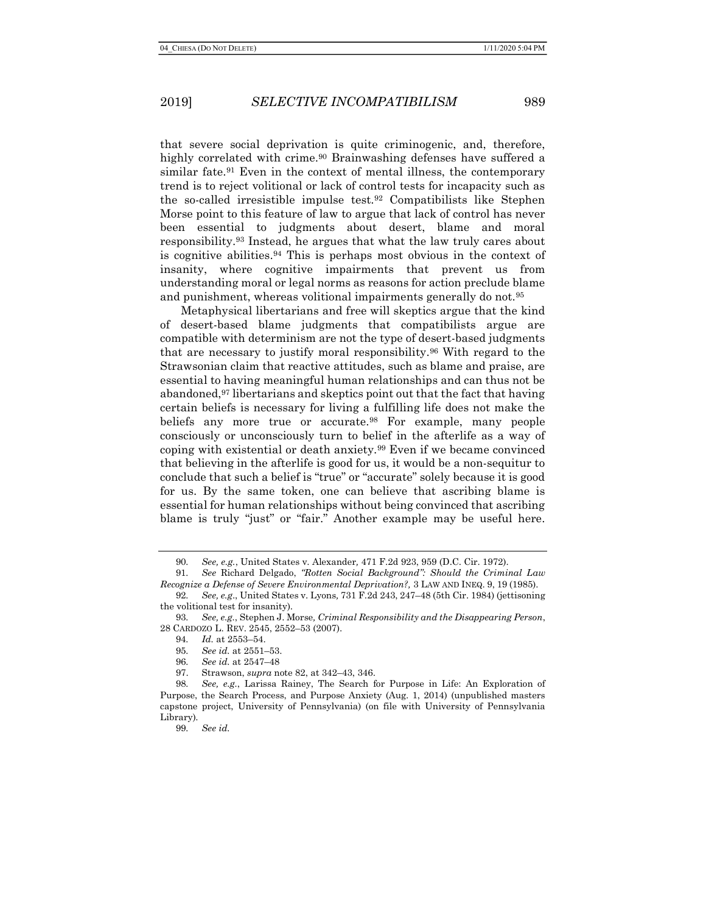that severe social deprivation is quite criminogenic, and, therefore, highly correlated with crime.[90] Brainwashing defenses have suffered a similar fate.[91] Even in the context of mental illness, the contemporary trend is to reject volitional or lack of control tests for incapacity such as the so-called irresistible impulse test.[92] Compatibilists like Stephen Morse point to this feature of law to argue that lack of control has never been essential to judgments about desert, blame and moral responsibility.[93] Instead, he argues that what the law truly cares about is cognitive abilities.[94] This is perhaps most obvious in the context of insanity, where cognitive impairments that prevent us from understanding moral or legal norms as reasons for action preclude blame and punishment, whereas volitional impairments generally do not.[95]

Metaphysical libertarians and free will skeptics argue that the kind of desert-based blame judgments that compatibilists argue are compatible with determinism are not the type of desert-based judgments that are necessary to justify moral responsibility.[96] With regard to the Strawsonian claim that reactive attitudes, such as blame and praise, are essential to having meaningful human relationships and can thus not be abandoned,[97] libertarians and skeptics point out that the fact that having certain beliefs is necessary for living a fulfilling life does not make the beliefs any more true or accurate.[98] For example, many people consciously or unconsciously turn to belief in the afterlife as a way of coping with existential or death anxiety.[99] Even if we became convinced that believing in the afterlife is good for us, it would be a non-sequitur to conclude that such a belief is "true" or "accurate" solely because it is good for us. By the same token, one can believe that ascribing blame is essential for human relationships without being convinced that ascribing blame is truly "just" or "fair." Another example may be useful here.

---

90. *See, e.g.*, United States v. Alexander, 471 F.2d 923, 959 (D.C. Cir. 1972).

91. *See* Richard Delgado, *"Rotten Social Background": Should the Criminal Law Recognize a Defense of Severe Environmental Deprivation?*, 3 LAW AND INEQ. 9, 19 (1985).

92. *See, e.g.*, United States v. Lyons, 731 F.2d 243, 247–48 (5th Cir. 1984) (jettisoning the volitional test for insanity).

93. *See, e.g.*, Stephen J. Morse, *Criminal Responsibility and the Disappearing Person*, 28 CARDOZO L. REV. 2545, 2552–53 (2007).

94. *Id.* at 2553–54.

95. *See id.* at 2551–53.

96. *See id.* at 2547–48

97. Strawson, *supra* note 82, at 342–43, 346.

98. *See, e.g.*, Larissa Rainey, The Search for Purpose in Life: An Exploration of Purpose, the Search Process, and Purpose Anxiety (Aug. 1, 2014) (unpublished masters capstone project, University of Pennsylvania) (on file with University of Pennsylvania Library).

99. *See id.*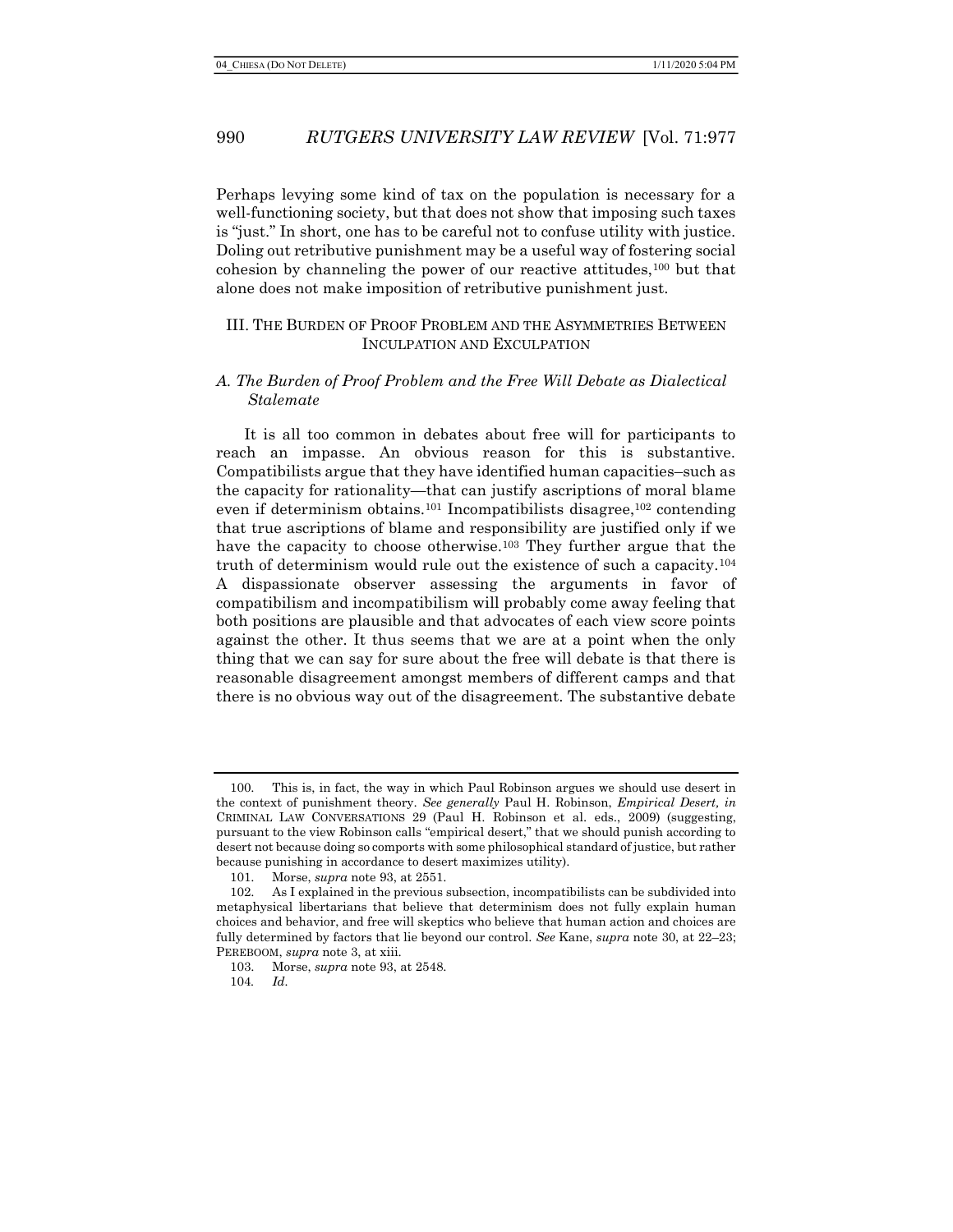Perhaps levying some kind of tax on the population is necessary for a well-functioning society, but that does not show that imposing such taxes is "just." In short, one has to be careful not to confuse utility with justice. Doling out retributive punishment may be a useful way of fostering social cohesion by channeling the power of our reactive attitudes,[100] but that alone does not make imposition of retributive punishment just.

## III. The Burden of Proof Problem and the Asymmetries Between Inculpation and Exculpation

### *A. The Burden of Proof Problem and the Free Will Debate as Dialectical Stalemate*

It is all too common in debates about free will for participants to reach an impasse. An obvious reason for this is substantive. Compatibilists argue that they have identified human capacities–such as the capacity for rationality—that can justify ascriptions of moral blame even if determinism obtains.[101] Incompatibilists disagree,[102] contending that true ascriptions of blame and responsibility are justified only if we have the capacity to choose otherwise.[103] They further argue that the truth of determinism would rule out the existence of such a capacity.[104] A dispassionate observer assessing the arguments in favor of compatibilism and incompatibilism will probably come away feeling that both positions are plausible and that advocates of each view score points against the other. It thus seems that we are at a point when the only thing that we can say for sure about the free will debate is that there is reasonable disagreement amongst members of different camps and that there is no obvious way out of the disagreement. The substantive debate

---

100. This is, in fact, the way in which Paul Robinson argues we should use desert in the context of punishment theory. *See generally* Paul H. Robinson, *Empirical Desert, in* CRIMINAL LAW CONVERSATIONS 29 (Paul H. Robinson et al. eds., 2009) (suggesting, pursuant to the view Robinson calls "empirical desert," that we should punish according to desert not because doing so comports with some philosophical standard of justice, but rather because punishing in accordance to desert maximizes utility).

101. Morse, *supra* note 93, at 2551.

102. As I explained in the previous subsection, incompatibilists can be subdivided into metaphysical libertarians that believe that determinism does not fully explain human choices and behavior, and free will skeptics who believe that human action and choices are fully determined by factors that lie beyond our control. *See* Kane, *supra* note 30, at 22–23; PEREBOOM, *supra* note 3, at xiii.

103. Morse, *supra* note 93, at 2548.

104. *Id*.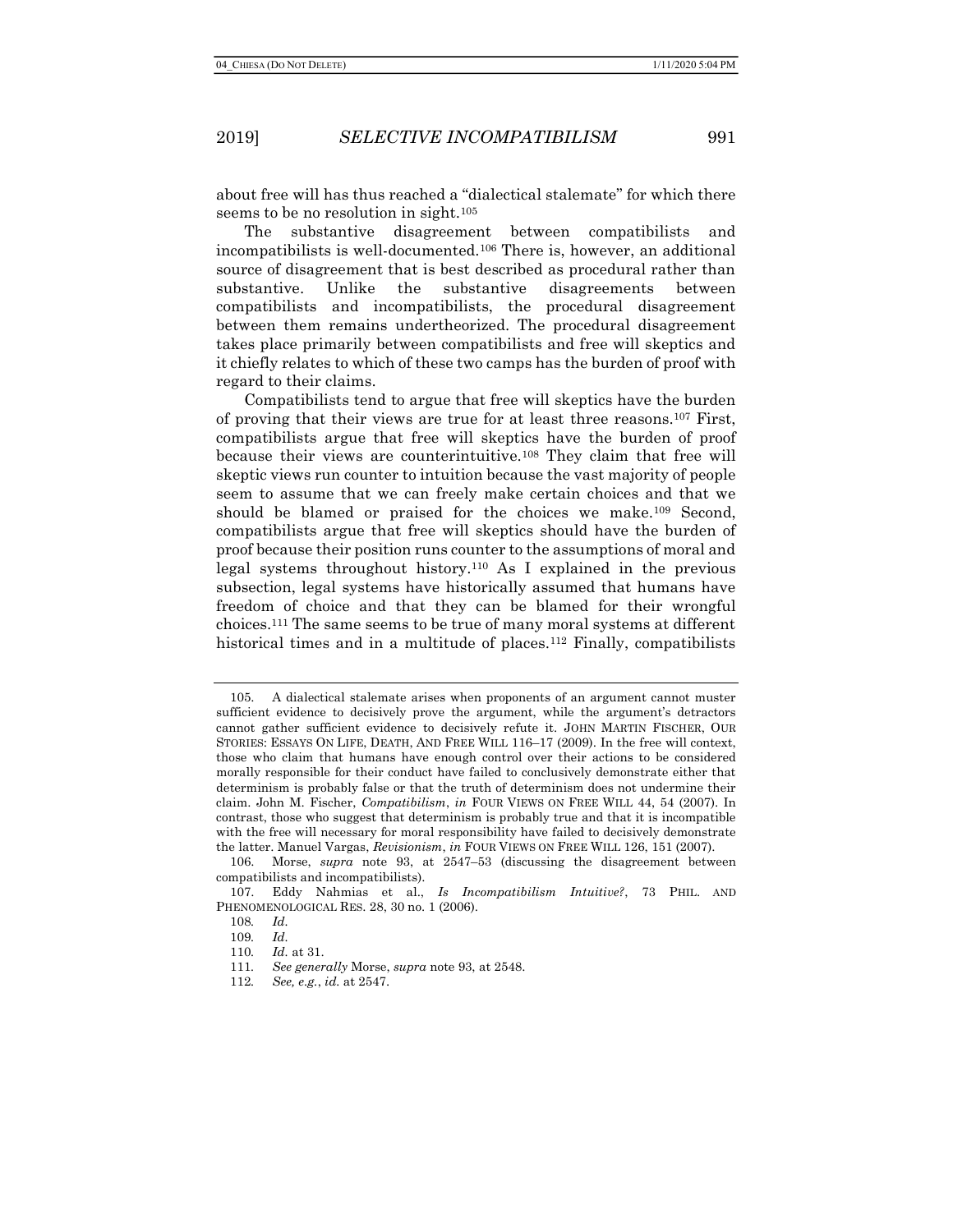about free will has thus reached a "dialectical stalemate" for which there seems to be no resolution in sight.[105]

The substantive disagreement between compatibilists and incompatibilists is well-documented.[106] There is, however, an additional source of disagreement that is best described as procedural rather than substantive. Unlike the substantive disagreements between compatibilists and incompatibilists, the procedural disagreement between them remains undertheorized. The procedural disagreement takes place primarily between compatibilists and free will skeptics and it chiefly relates to which of these two camps has the burden of proof with regard to their claims.

Compatibilists tend to argue that free will skeptics have the burden of proving that their views are true for at least three reasons.[107] First, compatibilists argue that free will skeptics have the burden of proof because their views are counterintuitive.[108] They claim that free will skeptic views run counter to intuition because the vast majority of people seem to assume that we can freely make certain choices and that we should be blamed or praised for the choices we make.[109] Second, compatibilists argue that free will skeptics should have the burden of proof because their position runs counter to the assumptions of moral and legal systems throughout history.[110] As I explained in the previous subsection, legal systems have historically assumed that humans have freedom of choice and that they can be blamed for their wrongful choices.[111] The same seems to be true of many moral systems at different historical times and in a multitude of places.[112] Finally, compatibilists

---

105. A dialectical stalemate arises when proponents of an argument cannot muster sufficient evidence to decisively prove the argument, while the argument's detractors cannot gather sufficient evidence to decisively refute it. JOHN MARTIN FISCHER, OUR STORIES: ESSAYS ON LIFE, DEATH, AND FREE WILL 116–17 (2009). In the free will context, those who claim that humans have enough control over their actions to be considered morally responsible for their conduct have failed to conclusively demonstrate either that determinism is probably false or that the truth of determinism does not undermine their claim. John M. Fischer, *Compatibilism*, *in* FOUR VIEWS ON FREE WILL 44, 54 (2007). In contrast, those who suggest that determinism is probably true and that it is incompatible with the free will necessary for moral responsibility have failed to decisively demonstrate the latter. Manuel Vargas, *Revisionism*, *in* FOUR VIEWS ON FREE WILL 126, 151 (2007).

106. Morse, *supra* note 93, at 2547–53 (discussing the disagreement between compatibilists and incompatibilists).

107. Eddy Nahmias et al., *Is Incompatibilism Intuitive?*, 73 PHIL. AND PHENOMENOLOGICAL RES. 28, 30 no. 1 (2006).

108. *Id.*

109. *Id.*

110. *Id.* at 31.

111. *See generally* Morse, *supra* note 93, at 2548.

112. *See, e.g.*, *id.* at 2547.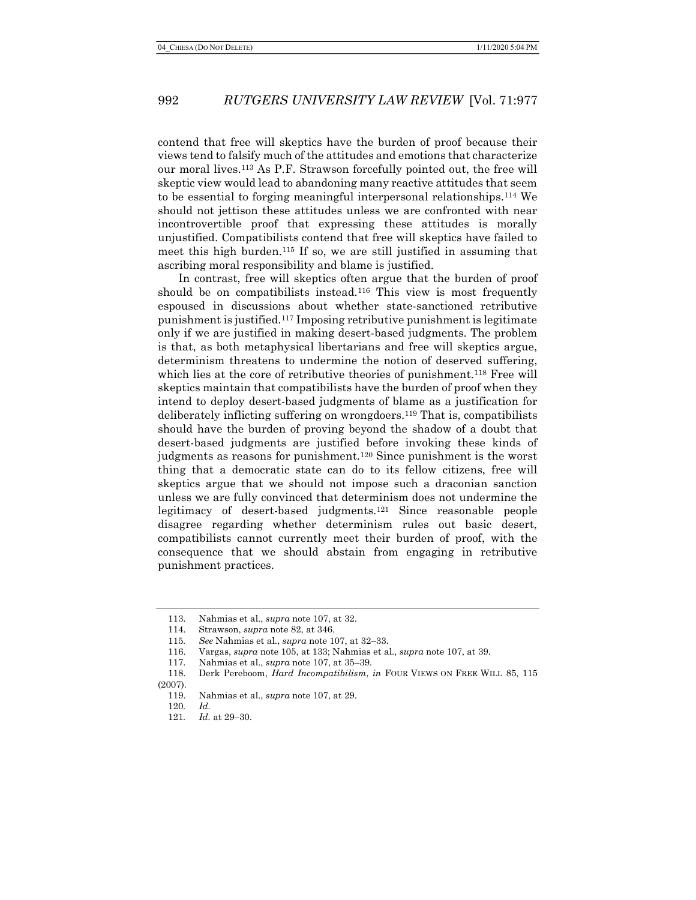contend that free will skeptics have the burden of proof because their views tend to falsify much of the attitudes and emotions that characterize our moral lives.[113] As P.F. Strawson forcefully pointed out, the free will skeptic view would lead to abandoning many reactive attitudes that seem to be essential to forging meaningful interpersonal relationships.[114] We should not jettison these attitudes unless we are confronted with near incontrovertible proof that expressing these attitudes is morally unjustified. Compatibilists contend that free will skeptics have failed to meet this high burden.[115] If so, we are still justified in assuming that ascribing moral responsibility and blame is justified.

In contrast, free will skeptics often argue that the burden of proof should be on compatibilists instead.[116] This view is most frequently espoused in discussions about whether state-sanctioned retributive punishment is justified.[117] Imposing retributive punishment is legitimate only if we are justified in making desert-based judgments. The problem is that, as both metaphysical libertarians and free will skeptics argue, determinism threatens to undermine the notion of deserved suffering, which lies at the core of retributive theories of punishment.[118] Free will skeptics maintain that compatibilists have the burden of proof when they intend to deploy desert-based judgments of blame as a justification for deliberately inflicting suffering on wrongdoers.[119] That is, compatibilists should have the burden of proving beyond the shadow of a doubt that desert-based judgments are justified before invoking these kinds of judgments as reasons for punishment.[120] Since punishment is the worst thing that a democratic state can do to its fellow citizens, free will skeptics argue that we should not impose such a draconian sanction unless we are fully convinced that determinism does not undermine the legitimacy of desert-based judgments.[121] Since reasonable people disagree regarding whether determinism rules out basic desert, compatibilists cannot currently meet their burden of proof, with the consequence that we should abstain from engaging in retributive punishment practices.

---

113. Nahmias et al., *supra* note 107, at 32.
114. Strawson, *supra* note 82, at 346.
115. *See* Nahmias et al., *supra* note 107, at 32–33.
116. Vargas, *supra* note 105, at 133; Nahmias et al., *supra* note 107, at 39.
117. Nahmias et al., *supra* note 107, at 35–39.
118. Derk Pereboom, *Hard Incompatibilism*, *in* FOUR VIEWS ON FREE WILL 85, 115 (2007).
119. Nahmias et al., *supra* note 107, at 29.
120. *Id.*
121. *Id.* at 29–30.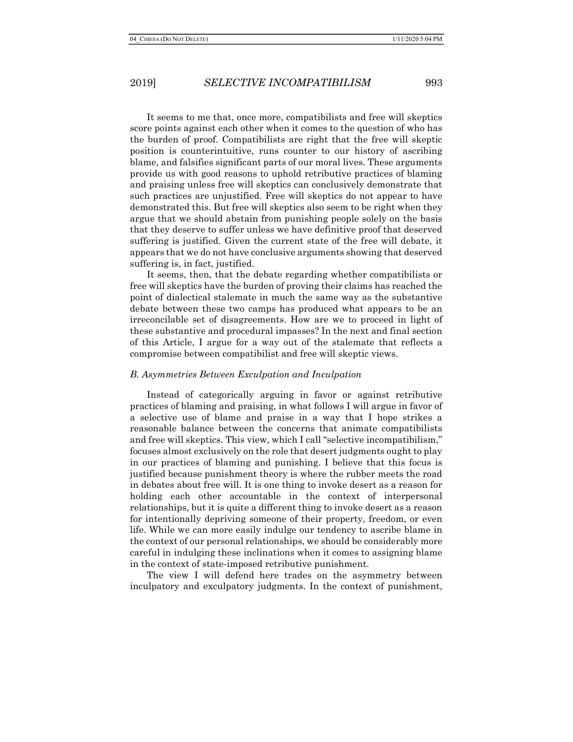It seems to me that, once more, compatibilists and free will skeptics score points against each other when it comes to the question of who has the burden of proof. Compatibilists are right that the free will skeptic position is counterintuitive, runs counter to our history of ascribing blame, and falsifies significant parts of our moral lives. These arguments provide us with good reasons to uphold retributive practices of blaming and praising unless free will skeptics can conclusively demonstrate that such practices are unjustified. Free will skeptics do not appear to have demonstrated this. But free will skeptics also seem to be right when they argue that we should abstain from punishing people solely on the basis that they deserve to suffer unless we have definitive proof that deserved suffering is justified. Given the current state of the free will debate, it appears that we do not have conclusive arguments showing that deserved suffering is, in fact, justified.

It seems, then, that the debate regarding whether compatibilists or free will skeptics have the burden of proving their claims has reached the point of dialectical stalemate in much the same way as the substantive debate between these two camps has produced what appears to be an irreconcilable set of disagreements. How are we to proceed in light of these substantive and procedural impasses? In the next and final section of this Article, I argue for a way out of the stalemate that reflects a compromise between compatibilist and free will skeptic views.

### *B. Asymmetries Between Exculpation and Inculpation*

Instead of categorically arguing in favor or against retributive practices of blaming and praising, in what follows I will argue in favor of a selective use of blame and praise in a way that I hope strikes a reasonable balance between the concerns that animate compatibilists and free will skeptics. This view, which I call "selective incompatibilism," focuses almost exclusively on the role that desert judgments ought to play in our practices of blaming and punishing. I believe that this focus is justified because punishment theory is where the rubber meets the road in debates about free will. It is one thing to invoke desert as a reason for holding each other accountable in the context of interpersonal relationships, but it is quite a different thing to invoke desert as a reason for intentionally depriving someone of their property, freedom, or even life. While we can more easily indulge our tendency to ascribe blame in the context of our personal relationships, we should be considerably more careful in indulging these inclinations when it comes to assigning blame in the context of state-imposed retributive punishment.

The view I will defend here trades on the asymmetry between inculpatory and exculpatory judgments. In the context of punishment,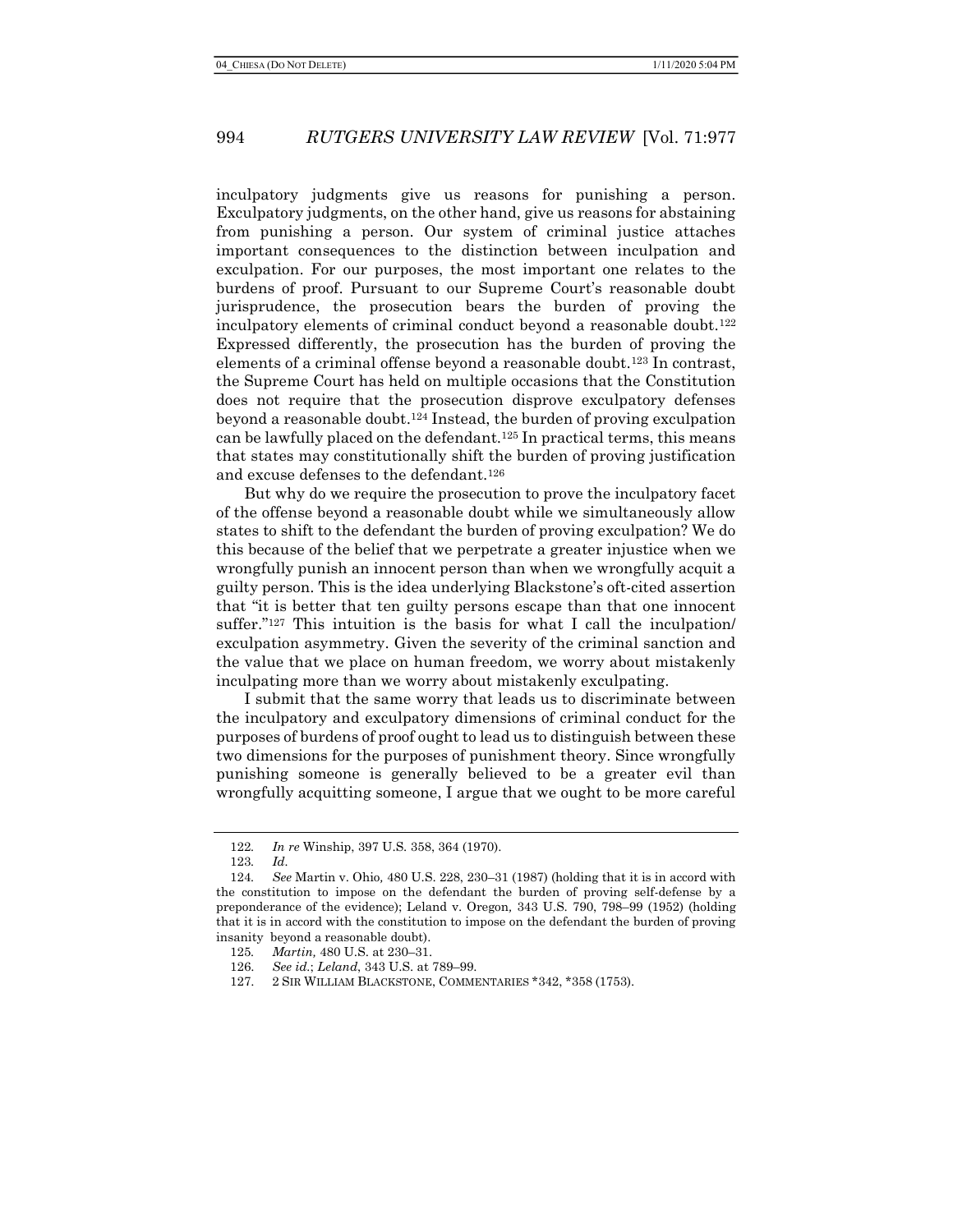inculpatory judgments give us reasons for punishing a person. Exculpatory judgments, on the other hand, give us reasons for abstaining from punishing a person. Our system of criminal justice attaches important consequences to the distinction between inculpation and exculpation. For our purposes, the most important one relates to the burdens of proof. Pursuant to our Supreme Court's reasonable doubt jurisprudence, the prosecution bears the burden of proving the inculpatory elements of criminal conduct beyond a reasonable doubt.[122] Expressed differently, the prosecution has the burden of proving the elements of a criminal offense beyond a reasonable doubt.[123] In contrast, the Supreme Court has held on multiple occasions that the Constitution does not require that the prosecution disprove exculpatory defenses beyond a reasonable doubt.[124] Instead, the burden of proving exculpation can be lawfully placed on the defendant.[125] In practical terms, this means that states may constitutionally shift the burden of proving justification and excuse defenses to the defendant.[126]

But why do we require the prosecution to prove the inculpatory facet of the offense beyond a reasonable doubt while we simultaneously allow states to shift to the defendant the burden of proving exculpation? We do this because of the belief that we perpetrate a greater injustice when we wrongfully punish an innocent person than when we wrongfully acquit a guilty person. This is the idea underlying Blackstone's oft-cited assertion that "it is better that ten guilty persons escape than that one innocent suffer."[127] This intuition is the basis for what I call the inculpation/exculpation asymmetry. Given the severity of the criminal sanction and the value that we place on human freedom, we worry about mistakenly inculpating more than we worry about mistakenly exculpating.

I submit that the same worry that leads us to discriminate between the inculpatory and exculpatory dimensions of criminal conduct for the purposes of burdens of proof ought to lead us to distinguish between these two dimensions for the purposes of punishment theory. Since wrongfully punishing someone is generally believed to be a greater evil than wrongfully acquitting someone, I argue that we ought to be more careful

---

122. *In re* Winship, 397 U.S. 358, 364 (1970).

123. *Id*.

124. *See* Martin v. Ohio, 480 U.S. 228, 230–31 (1987) (holding that it is in accord with the constitution to impose on the defendant the burden of proving self-defense by a preponderance of the evidence); Leland v. Oregon, 343 U.S. 790, 798–99 (1952) (holding that it is in accord with the constitution to impose on the defendant the burden of proving insanity beyond a reasonable doubt).

125. *Martin,* 480 U.S. at 230–31.

126. *See id.*; *Leland*, 343 U.S. at 789–99.

127. 2 SIR WILLIAM BLACKSTONE, COMMENTARIES \*342, \*358 (1753).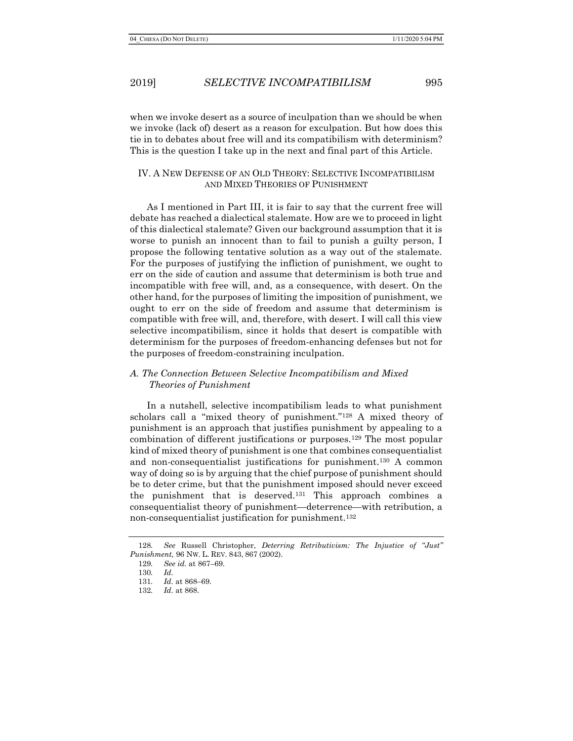when we invoke desert as a source of inculpation than we should be when we invoke (lack of) desert as a reason for exculpation. But how does this tie in to debates about free will and its compatibilism with determinism? This is the question I take up in the next and final part of this Article.

## IV. A New Defense of an Old Theory: Selective Incompatibilism and Mixed Theories of Punishment

As I mentioned in Part III, it is fair to say that the current free will debate has reached a dialectical stalemate. How are we to proceed in light of this dialectical stalemate? Given our background assumption that it is worse to punish an innocent than to fail to punish a guilty person, I propose the following tentative solution as a way out of the stalemate. For the purposes of justifying the infliction of punishment, we ought to err on the side of caution and assume that determinism is both true and incompatible with free will, and, as a consequence, with desert. On the other hand, for the purposes of limiting the imposition of punishment, we ought to err on the side of freedom and assume that determinism is compatible with free will, and, therefore, with desert. I will call this view selective incompatibilism, since it holds that desert is compatible with determinism for the purposes of freedom-enhancing defenses but not for the purposes of freedom-constraining inculpation.

### *A. The Connection Between Selective Incompatibilism and Mixed Theories of Punishment*

In a nutshell, selective incompatibilism leads to what punishment scholars call a "mixed theory of punishment."[128] A mixed theory of punishment is an approach that justifies punishment by appealing to a combination of different justifications or purposes.[129] The most popular kind of mixed theory of punishment is one that combines consequentialist and non-consequentialist justifications for punishment.[130] A common way of doing so is by arguing that the chief purpose of punishment should be to deter crime, but that the punishment imposed should never exceed the punishment that is deserved.[131] This approach combines a consequentialist theory of punishment—deterrence—with retribution, a non-consequentialist justification for punishment.[132]

---

128. *See* Russell Christopher, *Deterring Retributivism: The Injustice of "Just" Punishment,* 96 NW. L. REV. 843, 867 (2002).

129. *See id.* at 867–69.

130. *Id.*

131. *Id.* at 868–69.

132. *Id.* at 868.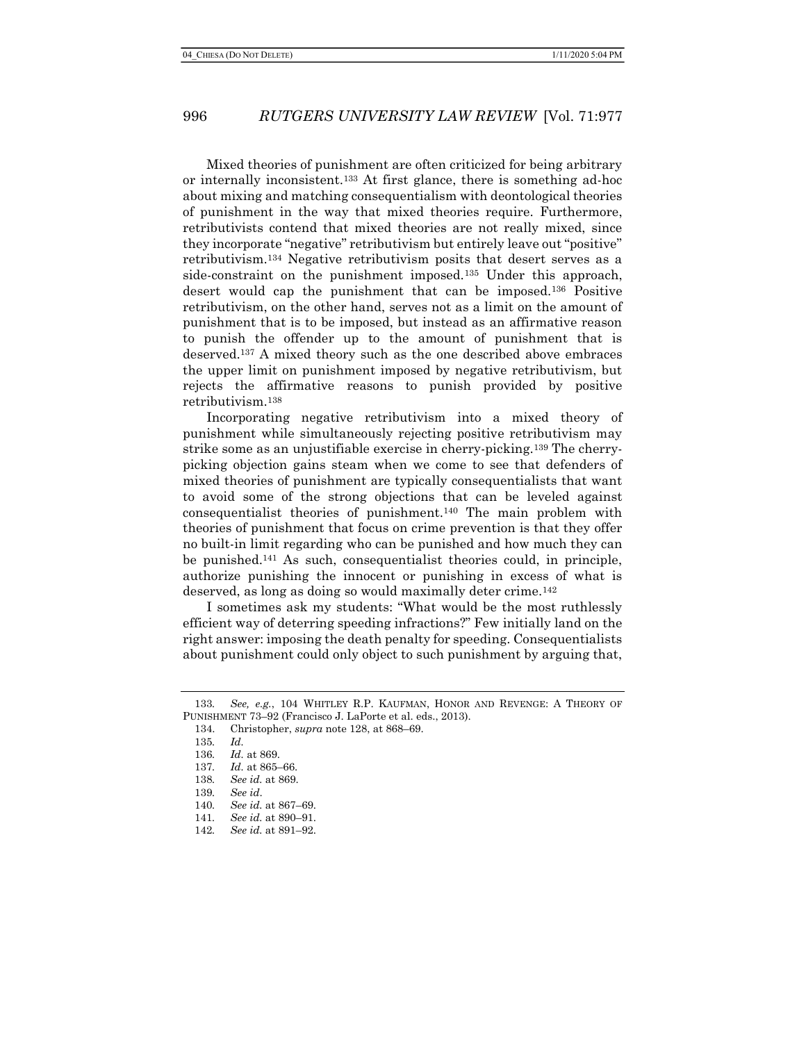Mixed theories of punishment are often criticized for being arbitrary or internally inconsistent.[133] At first glance, there is something ad-hoc about mixing and matching consequentialism with deontological theories of punishment in the way that mixed theories require. Furthermore, retributivists contend that mixed theories are not really mixed, since they incorporate "negative" retributivism but entirely leave out "positive" retributivism.[134] Negative retributivism posits that desert serves as a side-constraint on the punishment imposed.[135] Under this approach, desert would cap the punishment that can be imposed.[136] Positive retributivism, on the other hand, serves not as a limit on the amount of punishment that is to be imposed, but instead as an affirmative reason to punish the offender up to the amount of punishment that is deserved.[137] A mixed theory such as the one described above embraces the upper limit on punishment imposed by negative retributivism, but rejects the affirmative reasons to punish provided by positive retributivism.[138]

Incorporating negative retributivism into a mixed theory of punishment while simultaneously rejecting positive retributivism may strike some as an unjustifiable exercise in cherry-picking.[139] The cherry-picking objection gains steam when we come to see that defenders of mixed theories of punishment are typically consequentialists that want to avoid some of the strong objections that can be leveled against consequentialist theories of punishment.[140] The main problem with theories of punishment that focus on crime prevention is that they offer no built-in limit regarding who can be punished and how much they can be punished.[141] As such, consequentialist theories could, in principle, authorize punishing the innocent or punishing in excess of what is deserved, as long as doing so would maximally deter crime.[142]

I sometimes ask my students: "What would be the most ruthlessly efficient way of deterring speeding infractions?" Few initially land on the right answer: imposing the death penalty for speeding. Consequentialists about punishment could only object to such punishment by arguing that,

---

133. *See, e.g.*, 104 WHITLEY R.P. KAUFMAN, HONOR AND REVENGE: A THEORY OF PUNISHMENT 73–92 (Francisco J. LaPorte et al. eds., 2013).

134. Christopher, *supra* note 128, at 868–69.

135. *Id.*

136. *Id.* at 869.

137. *Id.* at 865–66.

138. *See id.* at 869.

139. *See id.*

140. *See id.* at 867–69.

141. *See id.* at 890–91.

142. *See id.* at 891–92.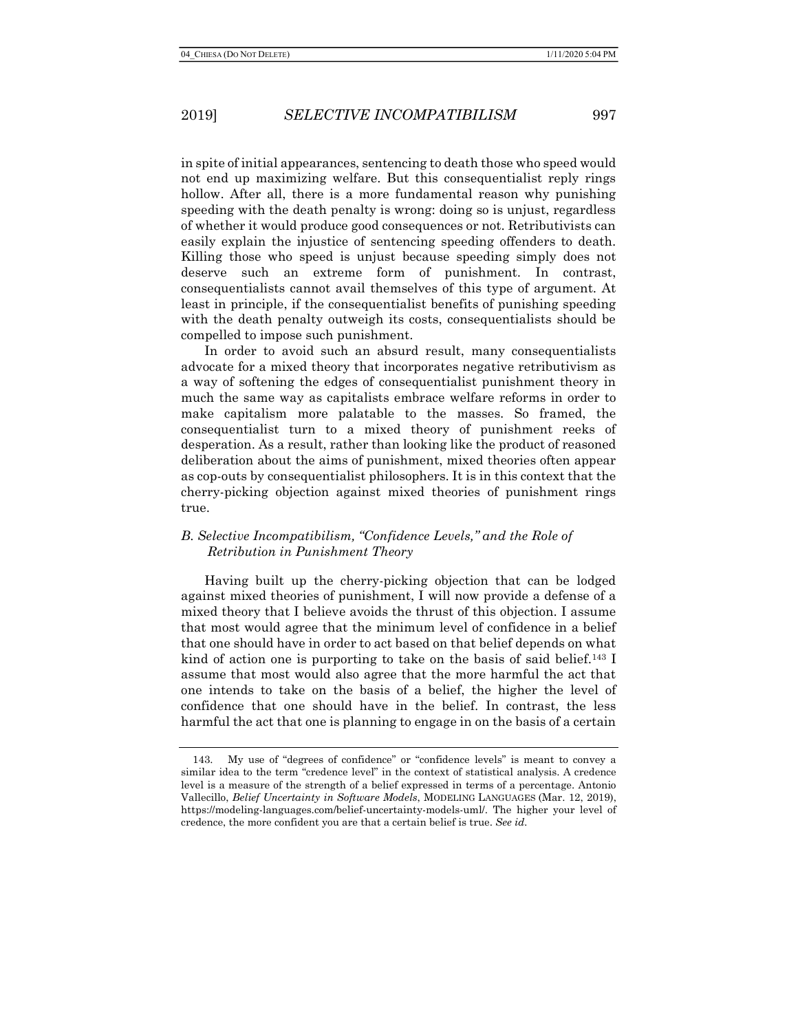in spite of initial appearances, sentencing to death those who speed would not end up maximizing welfare. But this consequentialist reply rings hollow. After all, there is a more fundamental reason why punishing speeding with the death penalty is wrong: doing so is unjust, regardless of whether it would produce good consequences or not. Retributivists can easily explain the injustice of sentencing speeding offenders to death. Killing those who speed is unjust because speeding simply does not deserve such an extreme form of punishment. In contrast, consequentialists cannot avail themselves of this type of argument. At least in principle, if the consequentialist benefits of punishing speeding with the death penalty outweigh its costs, consequentialists should be compelled to impose such punishment.

In order to avoid such an absurd result, many consequentialists advocate for a mixed theory that incorporates negative retributivism as a way of softening the edges of consequentialist punishment theory in much the same way as capitalists embrace welfare reforms in order to make capitalism more palatable to the masses. So framed, the consequentialist turn to a mixed theory of punishment reeks of desperation. As a result, rather than looking like the product of reasoned deliberation about the aims of punishment, mixed theories often appear as cop-outs by consequentialist philosophers. It is in this context that the cherry-picking objection against mixed theories of punishment rings true.

### *B. Selective Incompatibilism, "Confidence Levels," and the Role of Retribution in Punishment Theory*

Having built up the cherry-picking objection that can be lodged against mixed theories of punishment, I will now provide a defense of a mixed theory that I believe avoids the thrust of this objection. I assume that most would agree that the minimum level of confidence in a belief that one should have in order to act based on that belief depends on what kind of action one is purporting to take on the basis of said belief.[143] I assume that most would also agree that the more harmful the act that one intends to take on the basis of a belief, the higher the level of confidence that one should have in the belief. In contrast, the less harmful the act that one is planning to engage in on the basis of a certain

---

143. My use of "degrees of confidence" or "confidence levels" is meant to convey a similar idea to the term "credence level" in the context of statistical analysis. A credence level is a measure of the strength of a belief expressed in terms of a percentage. Antonio Vallecillo, *Belief Uncertainty in Software Models*, MODELING LANGUAGES (Mar. 12, 2019), https://modeling-languages.com/belief-uncertainty-models-uml/. The higher your level of credence, the more confident you are that a certain belief is true. *See id.*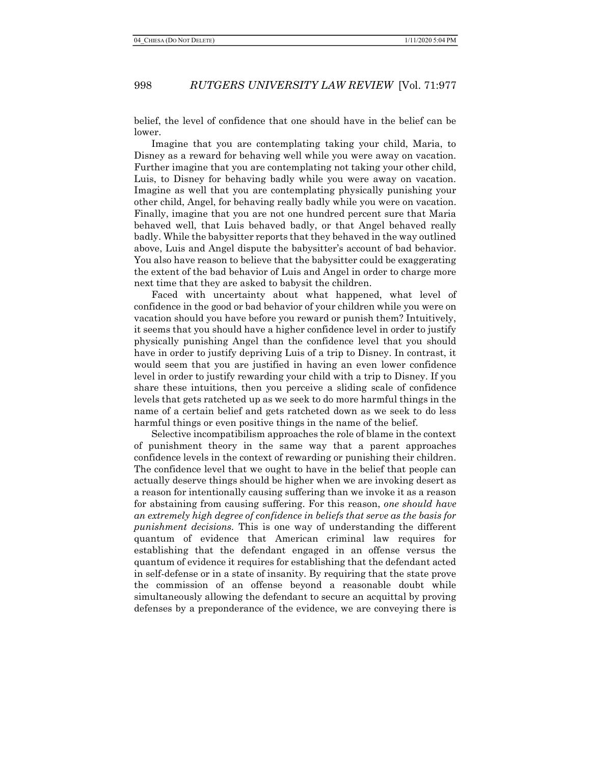belief, the level of confidence that one should have in the belief can be lower.

Imagine that you are contemplating taking your child, Maria, to Disney as a reward for behaving well while you were away on vacation. Further imagine that you are contemplating not taking your other child, Luis, to Disney for behaving badly while you were away on vacation. Imagine as well that you are contemplating physically punishing your other child, Angel, for behaving really badly while you were on vacation. Finally, imagine that you are not one hundred percent sure that Maria behaved well, that Luis behaved badly, or that Angel behaved really badly. While the babysitter reports that they behaved in the way outlined above, Luis and Angel dispute the babysitter's account of bad behavior. You also have reason to believe that the babysitter could be exaggerating the extent of the bad behavior of Luis and Angel in order to charge more next time that they are asked to babysit the children.

Faced with uncertainty about what happened, what level of confidence in the good or bad behavior of your children while you were on vacation should you have before you reward or punish them? Intuitively, it seems that you should have a higher confidence level in order to justify physically punishing Angel than the confidence level that you should have in order to justify depriving Luis of a trip to Disney. In contrast, it would seem that you are justified in having an even lower confidence level in order to justify rewarding your child with a trip to Disney. If you share these intuitions, then you perceive a sliding scale of confidence levels that gets ratcheted up as we seek to do more harmful things in the name of a certain belief and gets ratcheted down as we seek to do less harmful things or even positive things in the name of the belief.

Selective incompatibilism approaches the role of blame in the context of punishment theory in the same way that a parent approaches confidence levels in the context of rewarding or punishing their children. The confidence level that we ought to have in the belief that people can actually deserve things should be higher when we are invoking desert as a reason for intentionally causing suffering than we invoke it as a reason for abstaining from causing suffering. For this reason, *one should have an extremely high degree of confidence in beliefs that serve as the basis for punishment decisions.* This is one way of understanding the different quantum of evidence that American criminal law requires for establishing that the defendant engaged in an offense versus the quantum of evidence it requires for establishing that the defendant acted in self-defense or in a state of insanity. By requiring that the state prove the commission of an offense beyond a reasonable doubt while simultaneously allowing the defendant to secure an acquittal by proving defenses by a preponderance of the evidence, we are conveying there is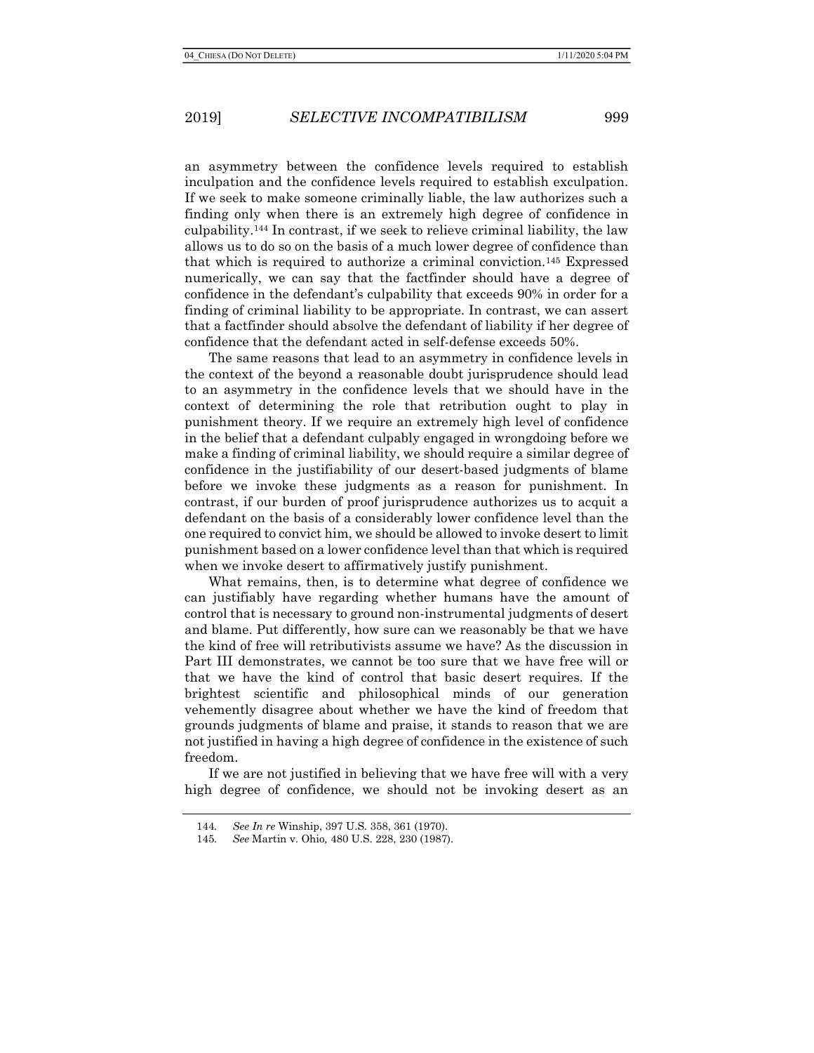an asymmetry between the confidence levels required to establish inculpation and the confidence levels required to establish exculpation. If we seek to make someone criminally liable, the law authorizes such a finding only when there is an extremely high degree of confidence in culpability.[144] In contrast, if we seek to relieve criminal liability, the law allows us to do so on the basis of a much lower degree of confidence than that which is required to authorize a criminal conviction.[145] Expressed numerically, we can say that the factfinder should have a degree of confidence in the defendant's culpability that exceeds 90% in order for a finding of criminal liability to be appropriate. In contrast, we can assert that a factfinder should absolve the defendant of liability if her degree of confidence that the defendant acted in self-defense exceeds 50%.

The same reasons that lead to an asymmetry in confidence levels in the context of the beyond a reasonable doubt jurisprudence should lead to an asymmetry in the confidence levels that we should have in the context of determining the role that retribution ought to play in punishment theory. If we require an extremely high level of confidence in the belief that a defendant culpably engaged in wrongdoing before we make a finding of criminal liability, we should require a similar degree of confidence in the justifiability of our desert-based judgments of blame before we invoke these judgments as a reason for punishment. In contrast, if our burden of proof jurisprudence authorizes us to acquit a defendant on the basis of a considerably lower confidence level than the one required to convict him, we should be allowed to invoke desert to limit punishment based on a lower confidence level than that which is required when we invoke desert to affirmatively justify punishment.

What remains, then, is to determine what degree of confidence we can justifiably have regarding whether humans have the amount of control that is necessary to ground non-instrumental judgments of desert and blame. Put differently, how sure can we reasonably be that we have the kind of free will retributivists assume we have? As the discussion in Part III demonstrates, we cannot be too sure that we have free will or that we have the kind of control that basic desert requires. If the brightest scientific and philosophical minds of our generation vehemently disagree about whether we have the kind of freedom that grounds judgments of blame and praise, it stands to reason that we are not justified in having a high degree of confidence in the existence of such freedom.

If we are not justified in believing that we have free will with a very high degree of confidence, we should not be invoking desert as an

---

144. *See In re* Winship, 397 U.S. 358, 361 (1970).

145. *See* Martin v. Ohio*,* 480 U.S. 228, 230 (1987).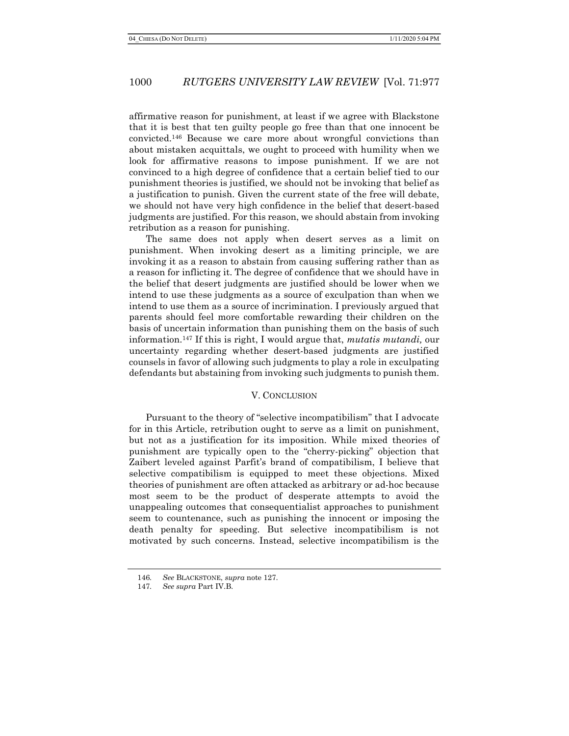affirmative reason for punishment, at least if we agree with Blackstone that it is best that ten guilty people go free than that one innocent be convicted.[146] Because we care more about wrongful convictions than about mistaken acquittals, we ought to proceed with humility when we look for affirmative reasons to impose punishment. If we are not convinced to a high degree of confidence that a certain belief tied to our punishment theories is justified, we should not be invoking that belief as a justification to punish. Given the current state of the free will debate, we should not have very high confidence in the belief that desert-based judgments are justified. For this reason, we should abstain from invoking retribution as a reason for punishing.

The same does not apply when desert serves as a limit on punishment. When invoking desert as a limiting principle, we are invoking it as a reason to abstain from causing suffering rather than as a reason for inflicting it. The degree of confidence that we should have in the belief that desert judgments are justified should be lower when we intend to use these judgments as a source of exculpation than when we intend to use them as a source of incrimination. I previously argued that parents should feel more comfortable rewarding their children on the basis of uncertain information than punishing them on the basis of such information.[147] If this is right, I would argue that, *mutatis mutandi,* our uncertainty regarding whether desert-based judgments are justified counsels in favor of allowing such judgments to play a role in exculpating defendants but abstaining from invoking such judgments to punish them.

## V. CONCLUSION

Pursuant to the theory of "selective incompatibilism" that I advocate for in this Article, retribution ought to serve as a limit on punishment, but not as a justification for its imposition. While mixed theories of punishment are typically open to the "cherry-picking" objection that Zaibert leveled against Parfit's brand of compatibilism, I believe that selective compatibilism is equipped to meet these objections. Mixed theories of punishment are often attacked as arbitrary or ad-hoc because most seem to be the product of desperate attempts to avoid the unappealing outcomes that consequentialist approaches to punishment seem to countenance, such as punishing the innocent or imposing the death penalty for speeding. But selective incompatibilism is not motivated by such concerns. Instead, selective incompatibilism is the

146. *See* BLACKSTONE, *supra* note 127.

147. *See supra* Part IV.B.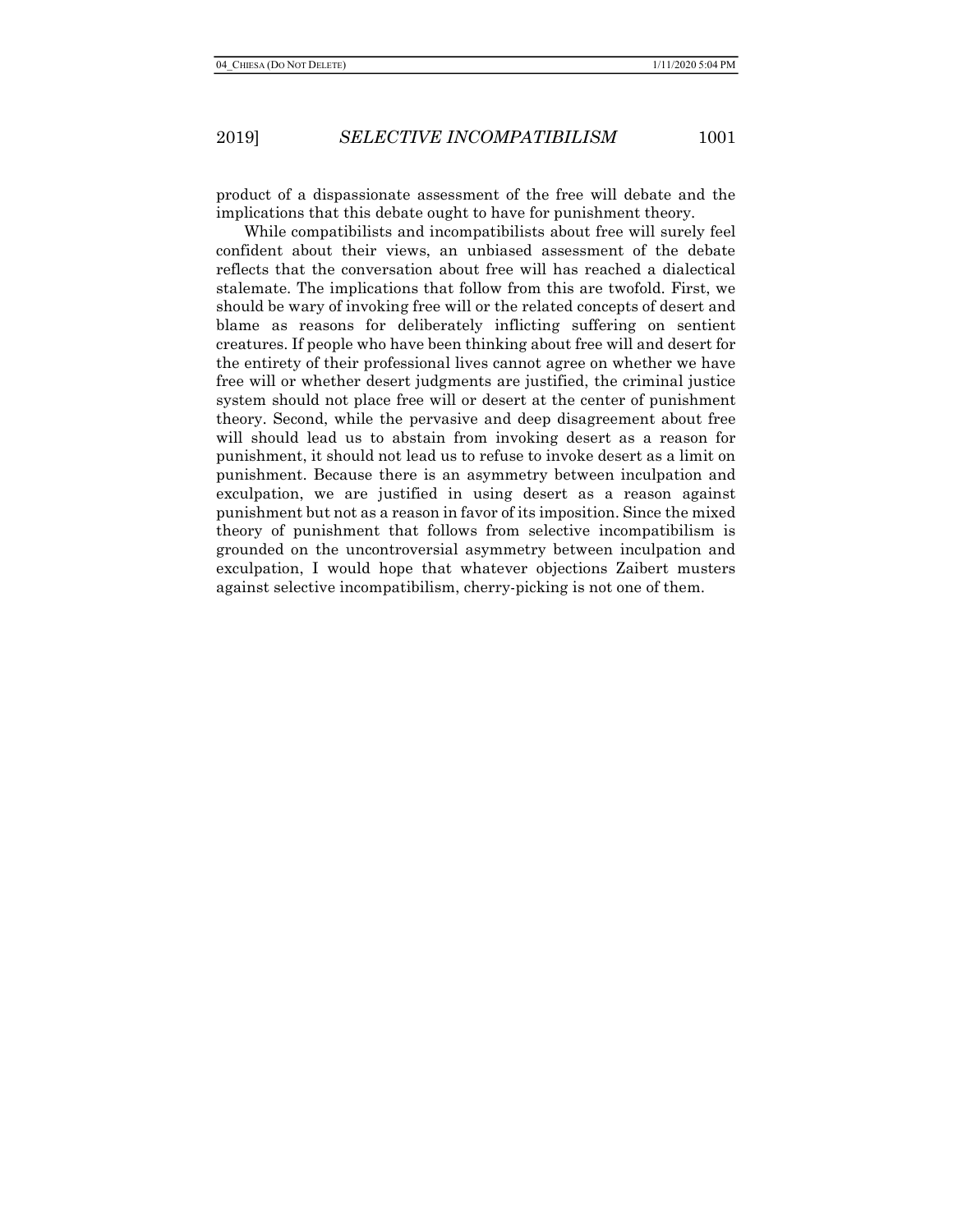product of a dispassionate assessment of the free will debate and the implications that this debate ought to have for punishment theory.

While compatibilists and incompatibilists about free will surely feel confident about their views, an unbiased assessment of the debate reflects that the conversation about free will has reached a dialectical stalemate. The implications that follow from this are twofold. First, we should be wary of invoking free will or the related concepts of desert and blame as reasons for deliberately inflicting suffering on sentient creatures. If people who have been thinking about free will and desert for the entirety of their professional lives cannot agree on whether we have free will or whether desert judgments are justified, the criminal justice system should not place free will or desert at the center of punishment theory. Second, while the pervasive and deep disagreement about free will should lead us to abstain from invoking desert as a reason for punishment, it should not lead us to refuse to invoke desert as a limit on punishment. Because there is an asymmetry between inculpation and exculpation, we are justified in using desert as a reason against punishment but not as a reason in favor of its imposition. Since the mixed theory of punishment that follows from selective incompatibilism is grounded on the uncontroversial asymmetry between inculpation and exculpation, I would hope that whatever objections Zaibert musters against selective incompatibilism, cherry-picking is not one of them.